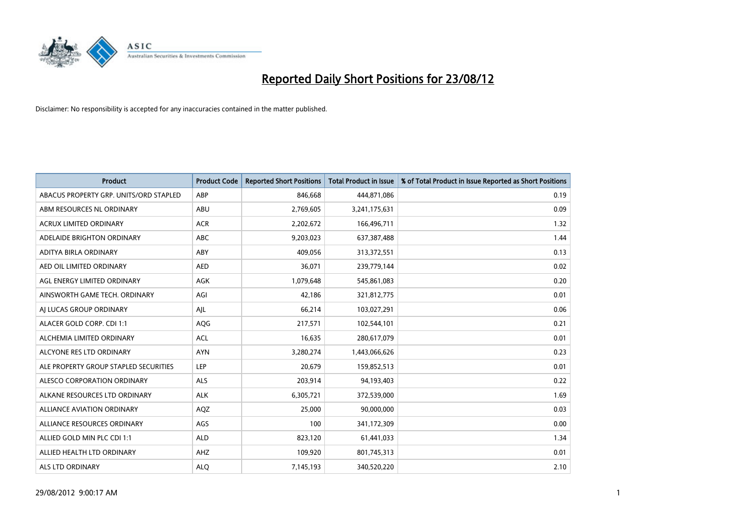# Reported Daily Short Positions for 23/08/12

Disclaimer: No responsibility is accepted for any inaccuracies contained in the matter published.

| Product | Product Code | Reported Short Positions | Total Product in Issue | % of Total Product in Issue Reported as Short Positions |
|---|---|---|---|---|
| ABACUS PROPERTY GRP. UNITS/ORD STAPLED | ABP | 846,668 | 444,871,086 | 0.19 |
| ABM RESOURCES NL ORDINARY | ABU | 2,769,605 | 3,241,175,631 | 0.09 |
| ACRUX LIMITED ORDINARY | ACR | 2,202,672 | 166,496,711 | 1.32 |
| ADELAIDE BRIGHTON ORDINARY | ABC | 9,203,023 | 637,387,488 | 1.44 |
| ADITYA BIRLA ORDINARY | ABY | 409,056 | 313,372,551 | 0.13 |
| AED OIL LIMITED ORDINARY | AED | 36,071 | 239,779,144 | 0.02 |
| AGL ENERGY LIMITED ORDINARY | AGK | 1,079,648 | 545,861,083 | 0.20 |
| AINSWORTH GAME TECH. ORDINARY | AGI | 42,186 | 321,812,775 | 0.01 |
| AJ LUCAS GROUP ORDINARY | AJL | 66,214 | 103,027,291 | 0.06 |
| ALACER GOLD CORP. CDI 1:1 | AQG | 217,571 | 102,544,101 | 0.21 |
| ALCHEMIA LIMITED ORDINARY | ACL | 16,635 | 280,617,079 | 0.01 |
| ALCYONE RES LTD ORDINARY | AYN | 3,280,274 | 1,443,066,626 | 0.23 |
| ALE PROPERTY GROUP STAPLED SECURITIES | LEP | 20,679 | 159,852,513 | 0.01 |
| ALESCO CORPORATION ORDINARY | ALS | 203,914 | 94,193,403 | 0.22 |
| ALKANE RESOURCES LTD ORDINARY | ALK | 6,305,721 | 372,539,000 | 1.69 |
| ALLIANCE AVIATION ORDINARY | AQZ | 25,000 | 90,000,000 | 0.03 |
| ALLIANCE RESOURCES ORDINARY | AGS | 100 | 341,172,309 | 0.00 |
| ALLIED GOLD MIN PLC CDI 1:1 | ALD | 823,120 | 61,441,033 | 1.34 |
| ALLIED HEALTH LTD ORDINARY | AHZ | 109,920 | 801,745,313 | 0.01 |
| ALS LTD ORDINARY | ALQ | 7,145,193 | 340,520,220 | 2.10 |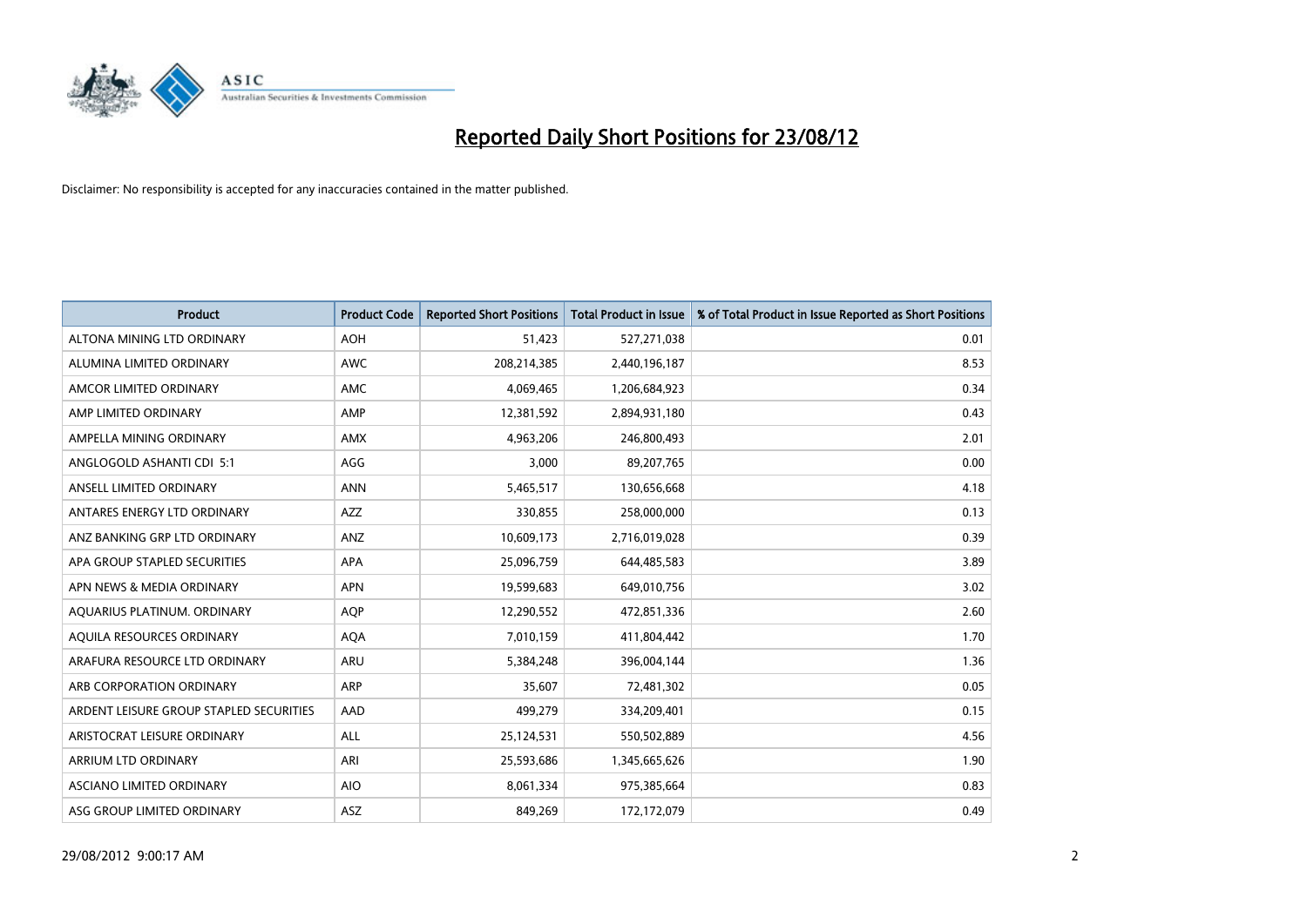# Reported Daily Short Positions for 23/08/12

Disclaimer: No responsibility is accepted for any inaccuracies contained in the matter published.

| Product | Product Code | Reported Short Positions | Total Product in Issue | % of Total Product in Issue Reported as Short Positions |
|---|---|---|---|---|
| ALTONA MINING LTD ORDINARY | AOH | 51,423 | 527,271,038 | 0.01 |
| ALUMINA LIMITED ORDINARY | AWC | 208,214,385 | 2,440,196,187 | 8.53 |
| AMCOR LIMITED ORDINARY | AMC | 4,069,465 | 1,206,684,923 | 0.34 |
| AMP LIMITED ORDINARY | AMP | 12,381,592 | 2,894,931,180 | 0.43 |
| AMPELLA MINING ORDINARY | AMX | 4,963,206 | 246,800,493 | 2.01 |
| ANGLOGOLD ASHANTI CDI 5:1 | AGG | 3,000 | 89,207,765 | 0.00 |
| ANSELL LIMITED ORDINARY | ANN | 5,465,517 | 130,656,668 | 4.18 |
| ANTARES ENERGY LTD ORDINARY | AZZ | 330,855 | 258,000,000 | 0.13 |
| ANZ BANKING GRP LTD ORDINARY | ANZ | 10,609,173 | 2,716,019,028 | 0.39 |
| APA GROUP STAPLED SECURITIES | APA | 25,096,759 | 644,485,583 | 3.89 |
| APN NEWS & MEDIA ORDINARY | APN | 19,599,683 | 649,010,756 | 3.02 |
| AQUARIUS PLATINUM. ORDINARY | AQP | 12,290,552 | 472,851,336 | 2.60 |
| AQUILA RESOURCES ORDINARY | AQA | 7,010,159 | 411,804,442 | 1.70 |
| ARAFURA RESOURCE LTD ORDINARY | ARU | 5,384,248 | 396,004,144 | 1.36 |
| ARB CORPORATION ORDINARY | ARP | 35,607 | 72,481,302 | 0.05 |
| ARDENT LEISURE GROUP STAPLED SECURITIES | AAD | 499,279 | 334,209,401 | 0.15 |
| ARISTOCRAT LEISURE ORDINARY | ALL | 25,124,531 | 550,502,889 | 4.56 |
| ARRIUM LTD ORDINARY | ARI | 25,593,686 | 1,345,665,626 | 1.90 |
| ASCIANO LIMITED ORDINARY | AIO | 8,061,334 | 975,385,664 | 0.83 |
| ASG GROUP LIMITED ORDINARY | ASZ | 849,269 | 172,172,079 | 0.49 |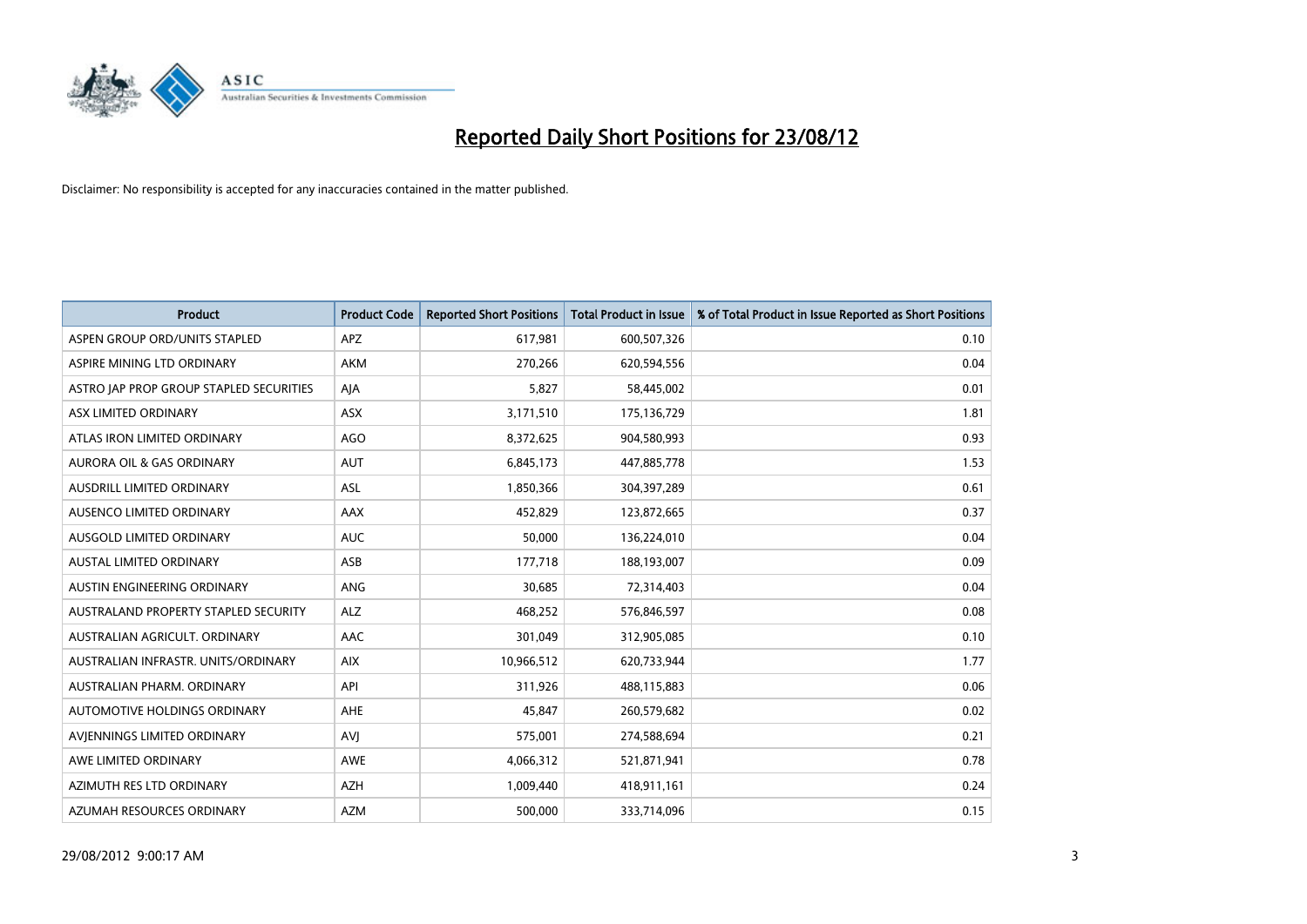# Reported Daily Short Positions for 23/08/12

Disclaimer: No responsibility is accepted for any inaccuracies contained in the matter published.

| Product | Product Code | Reported Short Positions | Total Product in Issue | % of Total Product in Issue Reported as Short Positions |
|---|---|---|---|---|
| ASPEN GROUP ORD/UNITS STAPLED | APZ | 617,981 | 600,507,326 | 0.10 |
| ASPIRE MINING LTD ORDINARY | AKM | 270,266 | 620,594,556 | 0.04 |
| ASTRO JAP PROP GROUP STAPLED SECURITIES | AJA | 5,827 | 58,445,002 | 0.01 |
| ASX LIMITED ORDINARY | ASX | 3,171,510 | 175,136,729 | 1.81 |
| ATLAS IRON LIMITED ORDINARY | AGO | 8,372,625 | 904,580,993 | 0.93 |
| AURORA OIL & GAS ORDINARY | AUT | 6,845,173 | 447,885,778 | 1.53 |
| AUSDRILL LIMITED ORDINARY | ASL | 1,850,366 | 304,397,289 | 0.61 |
| AUSENCO LIMITED ORDINARY | AAX | 452,829 | 123,872,665 | 0.37 |
| AUSGOLD LIMITED ORDINARY | AUC | 50,000 | 136,224,010 | 0.04 |
| AUSTAL LIMITED ORDINARY | ASB | 177,718 | 188,193,007 | 0.09 |
| AUSTIN ENGINEERING ORDINARY | ANG | 30,685 | 72,314,403 | 0.04 |
| AUSTRALAND PROPERTY STAPLED SECURITY | ALZ | 468,252 | 576,846,597 | 0.08 |
| AUSTRALIAN AGRICULT. ORDINARY | AAC | 301,049 | 312,905,085 | 0.10 |
| AUSTRALIAN INFRASTR. UNITS/ORDINARY | AIX | 10,966,512 | 620,733,944 | 1.77 |
| AUSTRALIAN PHARM. ORDINARY | API | 311,926 | 488,115,883 | 0.06 |
| AUTOMOTIVE HOLDINGS ORDINARY | AHE | 45,847 | 260,579,682 | 0.02 |
| AVJENNINGS LIMITED ORDINARY | AVJ | 575,001 | 274,588,694 | 0.21 |
| AWE LIMITED ORDINARY | AWE | 4,066,312 | 521,871,941 | 0.78 |
| AZIMUTH RES LTD ORDINARY | AZH | 1,009,440 | 418,911,161 | 0.24 |
| AZUMAH RESOURCES ORDINARY | AZM | 500,000 | 333,714,096 | 0.15 |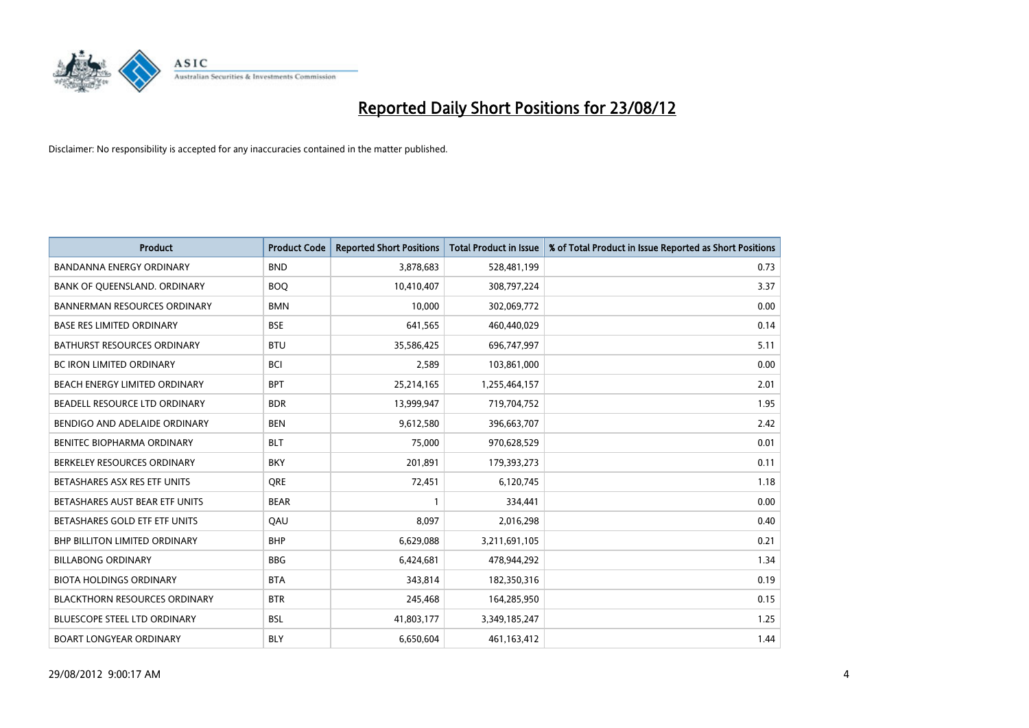# Reported Daily Short Positions for 23/08/12

Disclaimer: No responsibility is accepted for any inaccuracies contained in the matter published.

| Product | Product Code | Reported Short Positions | Total Product in Issue | % of Total Product in Issue Reported as Short Positions |
|---|---|---|---|---|
| BANDANNA ENERGY ORDINARY | BND | 3,878,683 | 528,481,199 | 0.73 |
| BANK OF QUEENSLAND. ORDINARY | BOQ | 10,410,407 | 308,797,224 | 3.37 |
| BANNERMAN RESOURCES ORDINARY | BMN | 10,000 | 302,069,772 | 0.00 |
| BASE RES LIMITED ORDINARY | BSE | 641,565 | 460,440,029 | 0.14 |
| BATHURST RESOURCES ORDINARY | BTU | 35,586,425 | 696,747,997 | 5.11 |
| BC IRON LIMITED ORDINARY | BCI | 2,589 | 103,861,000 | 0.00 |
| BEACH ENERGY LIMITED ORDINARY | BPT | 25,214,165 | 1,255,464,157 | 2.01 |
| BEADELL RESOURCE LTD ORDINARY | BDR | 13,999,947 | 719,704,752 | 1.95 |
| BENDIGO AND ADELAIDE ORDINARY | BEN | 9,612,580 | 396,663,707 | 2.42 |
| BENITEC BIOPHARMA ORDINARY | BLT | 75,000 | 970,628,529 | 0.01 |
| BERKELEY RESOURCES ORDINARY | BKY | 201,891 | 179,393,273 | 0.11 |
| BETASHARES ASX RES ETF UNITS | QRE | 72,451 | 6,120,745 | 1.18 |
| BETASHARES AUST BEAR ETF UNITS | BEAR | 1 | 334,441 | 0.00 |
| BETASHARES GOLD ETF ETF UNITS | QAU | 8,097 | 2,016,298 | 0.40 |
| BHP BILLITON LIMITED ORDINARY | BHP | 6,629,088 | 3,211,691,105 | 0.21 |
| BILLABONG ORDINARY | BBG | 6,424,681 | 478,944,292 | 1.34 |
| BIOTA HOLDINGS ORDINARY | BTA | 343,814 | 182,350,316 | 0.19 |
| BLACKTHORN RESOURCES ORDINARY | BTR | 245,468 | 164,285,950 | 0.15 |
| BLUESCOPE STEEL LTD ORDINARY | BSL | 41,803,177 | 3,349,185,247 | 1.25 |
| BOART LONGYEAR ORDINARY | BLY | 6,650,604 | 461,163,412 | 1.44 |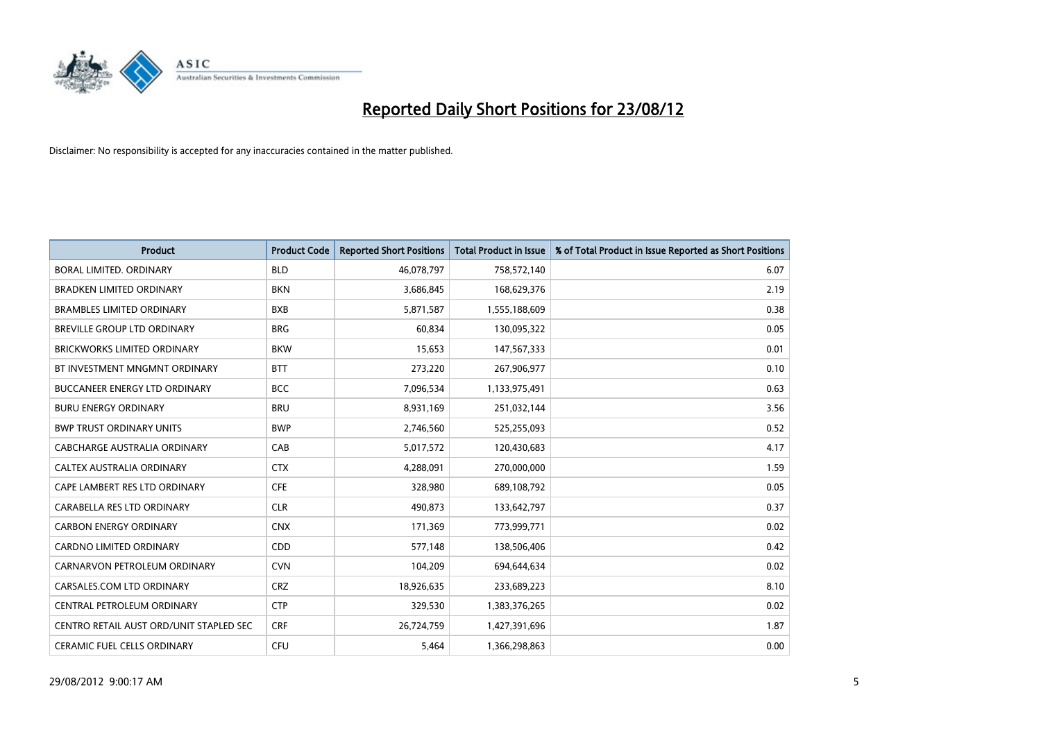# Reported Daily Short Positions for 23/08/12

Disclaimer: No responsibility is accepted for any inaccuracies contained in the matter published.

| Product | Product Code | Reported Short Positions | Total Product in Issue | % of Total Product in Issue Reported as Short Positions |
|---|---|---|---|---|
| BORAL LIMITED. ORDINARY | BLD | 46,078,797 | 758,572,140 | 6.07 |
| BRADKEN LIMITED ORDINARY | BKN | 3,686,845 | 168,629,376 | 2.19 |
| BRAMBLES LIMITED ORDINARY | BXB | 5,871,587 | 1,555,188,609 | 0.38 |
| BREVILLE GROUP LTD ORDINARY | BRG | 60,834 | 130,095,322 | 0.05 |
| BRICKWORKS LIMITED ORDINARY | BKW | 15,653 | 147,567,333 | 0.01 |
| BT INVESTMENT MNGMNT ORDINARY | BTT | 273,220 | 267,906,977 | 0.10 |
| BUCCANEER ENERGY LTD ORDINARY | BCC | 7,096,534 | 1,133,975,491 | 0.63 |
| BURU ENERGY ORDINARY | BRU | 8,931,169 | 251,032,144 | 3.56 |
| BWP TRUST ORDINARY UNITS | BWP | 2,746,560 | 525,255,093 | 0.52 |
| CABCHARGE AUSTRALIA ORDINARY | CAB | 5,017,572 | 120,430,683 | 4.17 |
| CALTEX AUSTRALIA ORDINARY | CTX | 4,288,091 | 270,000,000 | 1.59 |
| CAPE LAMBERT RES LTD ORDINARY | CFE | 328,980 | 689,108,792 | 0.05 |
| CARABELLA RES LTD ORDINARY | CLR | 490,873 | 133,642,797 | 0.37 |
| CARBON ENERGY ORDINARY | CNX | 171,369 | 773,999,771 | 0.02 |
| CARDNO LIMITED ORDINARY | CDD | 577,148 | 138,506,406 | 0.42 |
| CARNARVON PETROLEUM ORDINARY | CVN | 104,209 | 694,644,634 | 0.02 |
| CARSALES.COM LTD ORDINARY | CRZ | 18,926,635 | 233,689,223 | 8.10 |
| CENTRAL PETROLEUM ORDINARY | CTP | 329,530 | 1,383,376,265 | 0.02 |
| CENTRO RETAIL AUST ORD/UNIT STAPLED SEC | CRF | 26,724,759 | 1,427,391,696 | 1.87 |
| CERAMIC FUEL CELLS ORDINARY | CFU | 5,464 | 1,366,298,863 | 0.00 |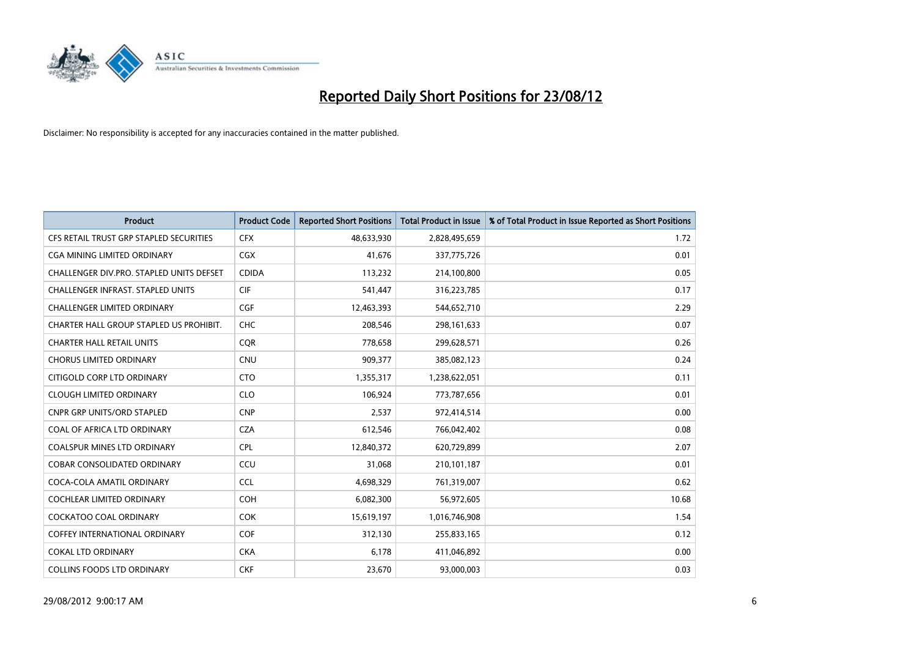# Reported Daily Short Positions for 23/08/12

Disclaimer: No responsibility is accepted for any inaccuracies contained in the matter published.

| Product | Product Code | Reported Short Positions | Total Product in Issue | % of Total Product in Issue Reported as Short Positions |
|---|---|---|---|---|
| CFS RETAIL TRUST GRP STAPLED SECURITIES | CFX | 48,633,930 | 2,828,495,659 | 1.72 |
| CGA MINING LIMITED ORDINARY | CGX | 41,676 | 337,775,726 | 0.01 |
| CHALLENGER DIV.PRO. STAPLED UNITS DEFSET | CDIDA | 113,232 | 214,100,800 | 0.05 |
| CHALLENGER INFRAST. STAPLED UNITS | CIF | 541,447 | 316,223,785 | 0.17 |
| CHALLENGER LIMITED ORDINARY | CGF | 12,463,393 | 544,652,710 | 2.29 |
| CHARTER HALL GROUP STAPLED US PROHIBIT. | CHC | 208,546 | 298,161,633 | 0.07 |
| CHARTER HALL RETAIL UNITS | CQR | 778,658 | 299,628,571 | 0.26 |
| CHORUS LIMITED ORDINARY | CNU | 909,377 | 385,082,123 | 0.24 |
| CITIGOLD CORP LTD ORDINARY | CTO | 1,355,317 | 1,238,622,051 | 0.11 |
| CLOUGH LIMITED ORDINARY | CLO | 106,924 | 773,787,656 | 0.01 |
| CNPR GRP UNITS/ORD STAPLED | CNP | 2,537 | 972,414,514 | 0.00 |
| COAL OF AFRICA LTD ORDINARY | CZA | 612,546 | 766,042,402 | 0.08 |
| COALSPUR MINES LTD ORDINARY | CPL | 12,840,372 | 620,729,899 | 2.07 |
| COBAR CONSOLIDATED ORDINARY | CCU | 31,068 | 210,101,187 | 0.01 |
| COCA-COLA AMATIL ORDINARY | CCL | 4,698,329 | 761,319,007 | 0.62 |
| COCHLEAR LIMITED ORDINARY | COH | 6,082,300 | 56,972,605 | 10.68 |
| COCKATOO COAL ORDINARY | COK | 15,619,197 | 1,016,746,908 | 1.54 |
| COFFEY INTERNATIONAL ORDINARY | COF | 312,130 | 255,833,165 | 0.12 |
| COKAL LTD ORDINARY | CKA | 6,178 | 411,046,892 | 0.00 |
| COLLINS FOODS LTD ORDINARY | CKF | 23,670 | 93,000,003 | 0.03 |

29/08/2012 9:00:17 AM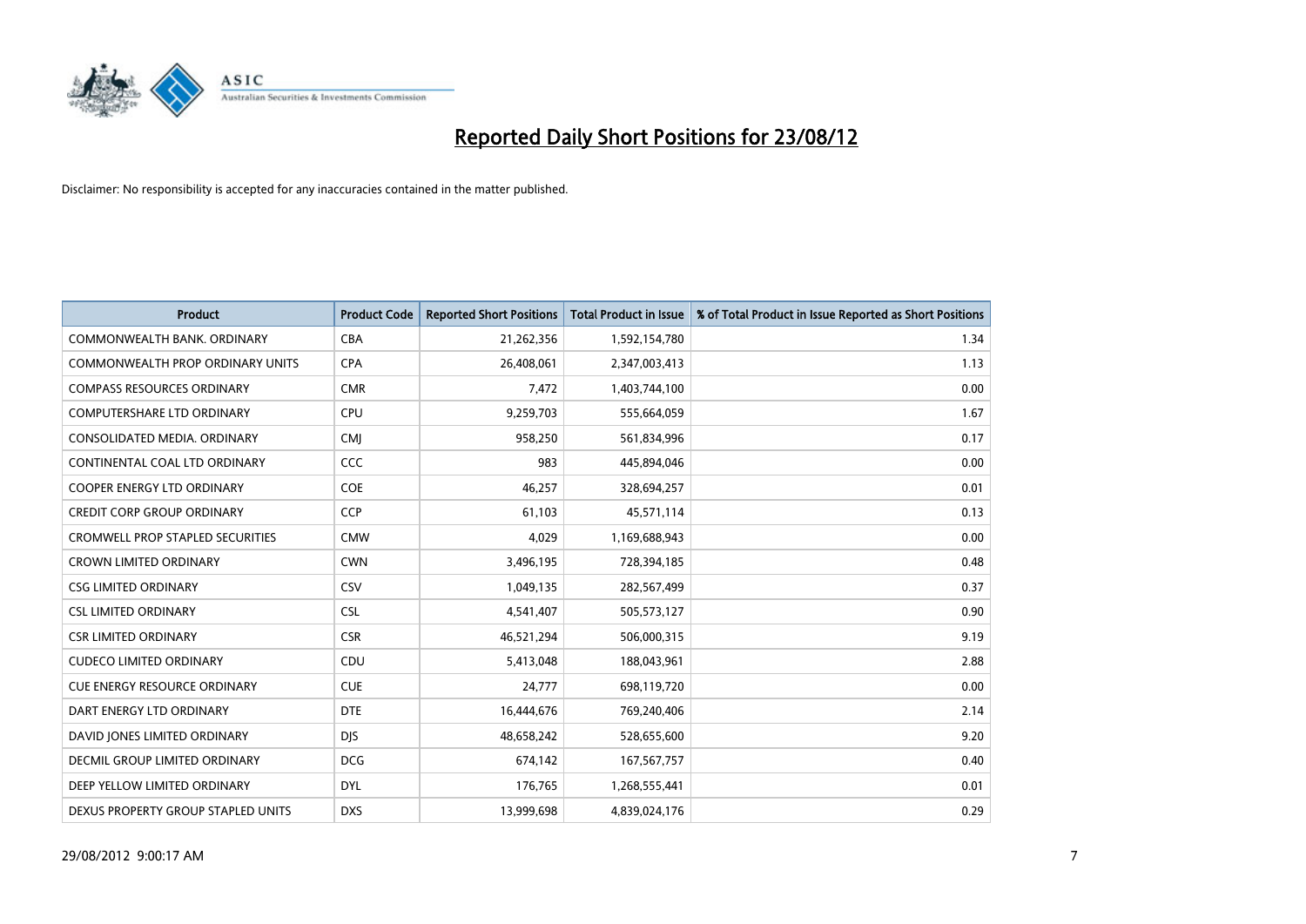# Reported Daily Short Positions for 23/08/12

Disclaimer: No responsibility is accepted for any inaccuracies contained in the matter published.

| Product | Product Code | Reported Short Positions | Total Product in Issue | % of Total Product in Issue Reported as Short Positions |
|---|---|---|---|---|
| COMMONWEALTH BANK. ORDINARY | CBA | 21,262,356 | 1,592,154,780 | 1.34 |
| COMMONWEALTH PROP ORDINARY UNITS | CPA | 26,408,061 | 2,347,003,413 | 1.13 |
| COMPASS RESOURCES ORDINARY | CMR | 7,472 | 1,403,744,100 | 0.00 |
| COMPUTERSHARE LTD ORDINARY | CPU | 9,259,703 | 555,664,059 | 1.67 |
| CONSOLIDATED MEDIA. ORDINARY | CMJ | 958,250 | 561,834,996 | 0.17 |
| CONTINENTAL COAL LTD ORDINARY | CCC | 983 | 445,894,046 | 0.00 |
| COOPER ENERGY LTD ORDINARY | COE | 46,257 | 328,694,257 | 0.01 |
| CREDIT CORP GROUP ORDINARY | CCP | 61,103 | 45,571,114 | 0.13 |
| CROMWELL PROP STAPLED SECURITIES | CMW | 4,029 | 1,169,688,943 | 0.00 |
| CROWN LIMITED ORDINARY | CWN | 3,496,195 | 728,394,185 | 0.48 |
| CSG LIMITED ORDINARY | CSV | 1,049,135 | 282,567,499 | 0.37 |
| CSL LIMITED ORDINARY | CSL | 4,541,407 | 505,573,127 | 0.90 |
| CSR LIMITED ORDINARY | CSR | 46,521,294 | 506,000,315 | 9.19 |
| CUDECO LIMITED ORDINARY | CDU | 5,413,048 | 188,043,961 | 2.88 |
| CUE ENERGY RESOURCE ORDINARY | CUE | 24,777 | 698,119,720 | 0.00 |
| DART ENERGY LTD ORDINARY | DTE | 16,444,676 | 769,240,406 | 2.14 |
| DAVID JONES LIMITED ORDINARY | DJS | 48,658,242 | 528,655,600 | 9.20 |
| DECMIL GROUP LIMITED ORDINARY | DCG | 674,142 | 167,567,757 | 0.40 |
| DEEP YELLOW LIMITED ORDINARY | DYL | 176,765 | 1,268,555,441 | 0.01 |
| DEXUS PROPERTY GROUP STAPLED UNITS | DXS | 13,999,698 | 4,839,024,176 | 0.29 |

29/08/2012 9:00:17 AM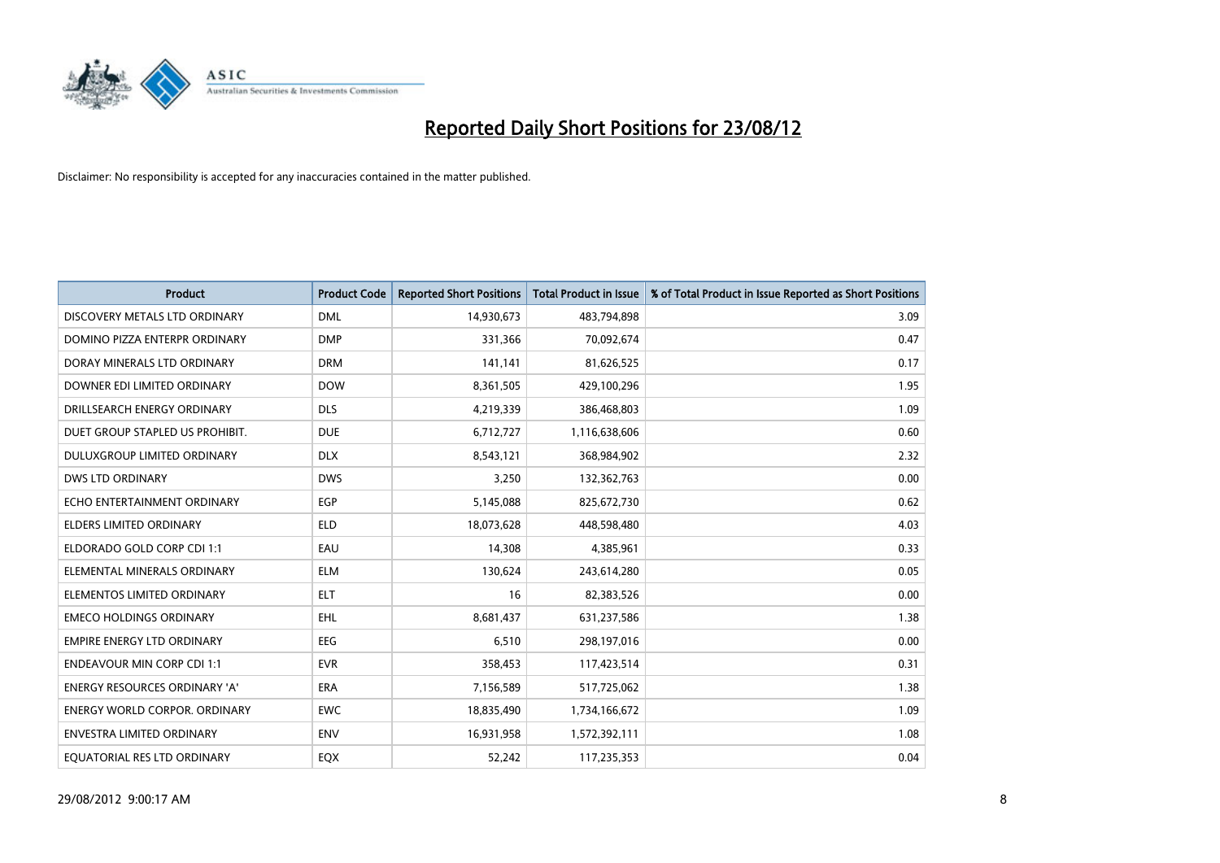# Reported Daily Short Positions for 23/08/12

Disclaimer: No responsibility is accepted for any inaccuracies contained in the matter published.

| Product | Product Code | Reported Short Positions | Total Product in Issue | % of Total Product in Issue Reported as Short Positions |
|---|---|---|---|---|
| DISCOVERY METALS LTD ORDINARY | DML | 14,930,673 | 483,794,898 | 3.09 |
| DOMINO PIZZA ENTERPR ORDINARY | DMP | 331,366 | 70,092,674 | 0.47 |
| DORAY MINERALS LTD ORDINARY | DRM | 141,141 | 81,626,525 | 0.17 |
| DOWNER EDI LIMITED ORDINARY | DOW | 8,361,505 | 429,100,296 | 1.95 |
| DRILLSEARCH ENERGY ORDINARY | DLS | 4,219,339 | 386,468,803 | 1.09 |
| DUET GROUP STAPLED US PROHIBIT. | DUE | 6,712,727 | 1,116,638,606 | 0.60 |
| DULUXGROUP LIMITED ORDINARY | DLX | 8,543,121 | 368,984,902 | 2.32 |
| DWS LTD ORDINARY | DWS | 3,250 | 132,362,763 | 0.00 |
| ECHO ENTERTAINMENT ORDINARY | EGP | 5,145,088 | 825,672,730 | 0.62 |
| ELDERS LIMITED ORDINARY | ELD | 18,073,628 | 448,598,480 | 4.03 |
| ELDORADO GOLD CORP CDI 1:1 | EAU | 14,308 | 4,385,961 | 0.33 |
| ELEMENTAL MINERALS ORDINARY | ELM | 130,624 | 243,614,280 | 0.05 |
| ELEMENTOS LIMITED ORDINARY | ELT | 16 | 82,383,526 | 0.00 |
| EMECO HOLDINGS ORDINARY | EHL | 8,681,437 | 631,237,586 | 1.38 |
| EMPIRE ENERGY LTD ORDINARY | EEG | 6,510 | 298,197,016 | 0.00 |
| ENDEAVOUR MIN CORP CDI 1:1 | EVR | 358,453 | 117,423,514 | 0.31 |
| ENERGY RESOURCES ORDINARY 'A' | ERA | 7,156,589 | 517,725,062 | 1.38 |
| ENERGY WORLD CORPOR. ORDINARY | EWC | 18,835,490 | 1,734,166,672 | 1.09 |
| ENVESTRA LIMITED ORDINARY | ENV | 16,931,958 | 1,572,392,111 | 1.08 |
| EQUATORIAL RES LTD ORDINARY | EQX | 52,242 | 117,235,353 | 0.04 |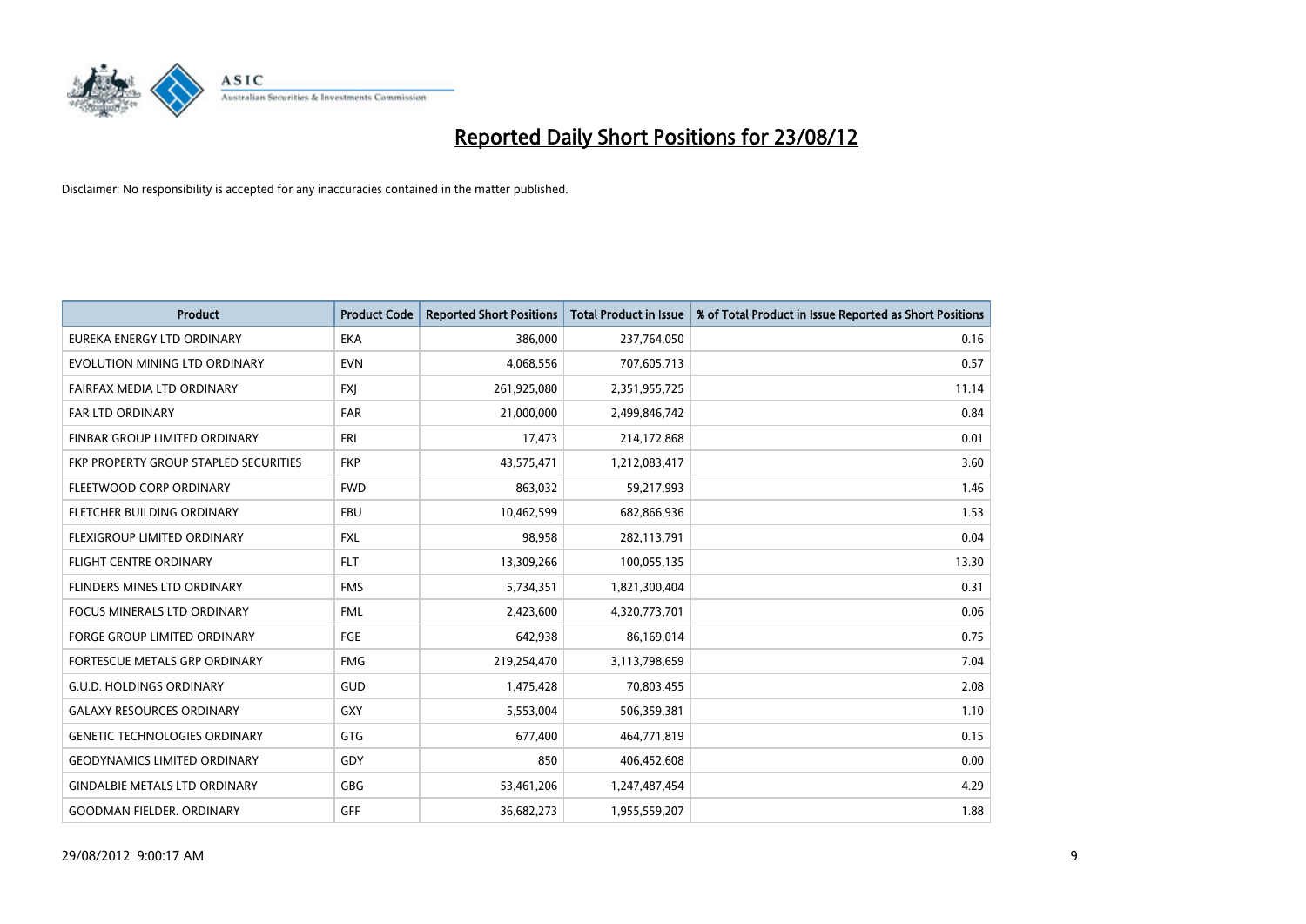# Reported Daily Short Positions for 23/08/12

Disclaimer: No responsibility is accepted for any inaccuracies contained in the matter published.

| Product | Product Code | Reported Short Positions | Total Product in Issue | % of Total Product in Issue Reported as Short Positions |
| --- | --- | --- | --- | --- |
| EUREKA ENERGY LTD ORDINARY | EKA | 386,000 | 237,764,050 | 0.16 |
| EVOLUTION MINING LTD ORDINARY | EVN | 4,068,556 | 707,605,713 | 0.57 |
| FAIRFAX MEDIA LTD ORDINARY | FXJ | 261,925,080 | 2,351,955,725 | 11.14 |
| FAR LTD ORDINARY | FAR | 21,000,000 | 2,499,846,742 | 0.84 |
| FINBAR GROUP LIMITED ORDINARY | FRI | 17,473 | 214,172,868 | 0.01 |
| FKP PROPERTY GROUP STAPLED SECURITIES | FKP | 43,575,471 | 1,212,083,417 | 3.60 |
| FLEETWOOD CORP ORDINARY | FWD | 863,032 | 59,217,993 | 1.46 |
| FLETCHER BUILDING ORDINARY | FBU | 10,462,599 | 682,866,936 | 1.53 |
| FLEXIGROUP LIMITED ORDINARY | FXL | 98,958 | 282,113,791 | 0.04 |
| FLIGHT CENTRE ORDINARY | FLT | 13,309,266 | 100,055,135 | 13.30 |
| FLINDERS MINES LTD ORDINARY | FMS | 5,734,351 | 1,821,300,404 | 0.31 |
| FOCUS MINERALS LTD ORDINARY | FML | 2,423,600 | 4,320,773,701 | 0.06 |
| FORGE GROUP LIMITED ORDINARY | FGE | 642,938 | 86,169,014 | 0.75 |
| FORTESCUE METALS GRP ORDINARY | FMG | 219,254,470 | 3,113,798,659 | 7.04 |
| G.U.D. HOLDINGS ORDINARY | GUD | 1,475,428 | 70,803,455 | 2.08 |
| GALAXY RESOURCES ORDINARY | GXY | 5,553,004 | 506,359,381 | 1.10 |
| GENETIC TECHNOLOGIES ORDINARY | GTG | 677,400 | 464,771,819 | 0.15 |
| GEODYNAMICS LIMITED ORDINARY | GDY | 850 | 406,452,608 | 0.00 |
| GINDALBIE METALS LTD ORDINARY | GBG | 53,461,206 | 1,247,487,454 | 4.29 |
| GOODMAN FIELDER. ORDINARY | GFF | 36,682,273 | 1,955,559,207 | 1.88 |

29/08/2012 9:00:17 AM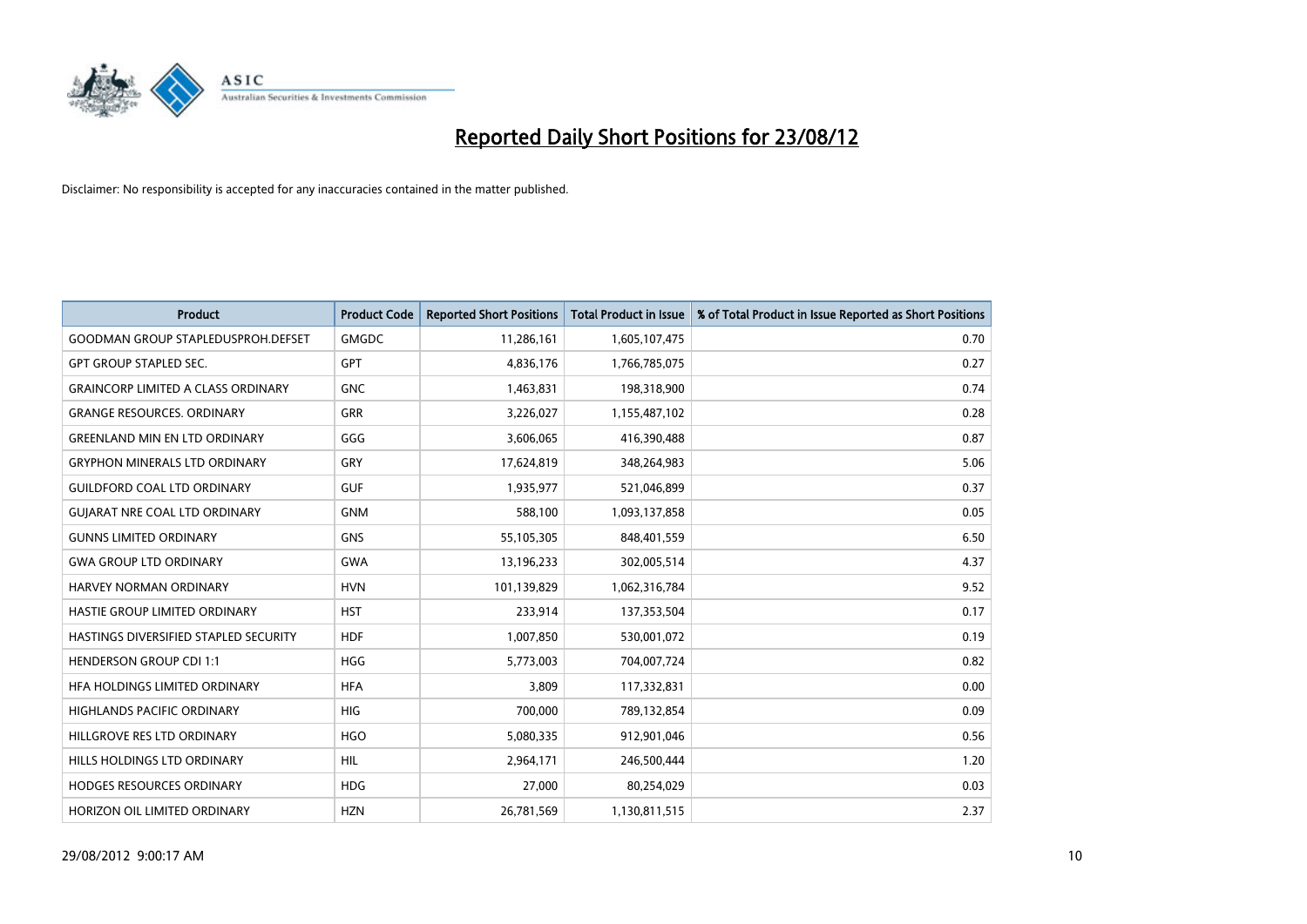# Reported Daily Short Positions for 23/08/12

Disclaimer: No responsibility is accepted for any inaccuracies contained in the matter published.

| Product | Product Code | Reported Short Positions | Total Product in Issue | % of Total Product in Issue Reported as Short Positions |
|---|---|---|---|---|
| GOODMAN GROUP STAPLEDUSPROH.DEFSET | GMGDC | 11,286,161 | 1,605,107,475 | 0.70 |
| GPT GROUP STAPLED SEC. | GPT | 4,836,176 | 1,766,785,075 | 0.27 |
| GRAINCORP LIMITED A CLASS ORDINARY | GNC | 1,463,831 | 198,318,900 | 0.74 |
| GRANGE RESOURCES. ORDINARY | GRR | 3,226,027 | 1,155,487,102 | 0.28 |
| GREENLAND MIN EN LTD ORDINARY | GGG | 3,606,065 | 416,390,488 | 0.87 |
| GRYPHON MINERALS LTD ORDINARY | GRY | 17,624,819 | 348,264,983 | 5.06 |
| GUILDFORD COAL LTD ORDINARY | GUF | 1,935,977 | 521,046,899 | 0.37 |
| GUJARAT NRE COAL LTD ORDINARY | GNM | 588,100 | 1,093,137,858 | 0.05 |
| GUNNS LIMITED ORDINARY | GNS | 55,105,305 | 848,401,559 | 6.50 |
| GWA GROUP LTD ORDINARY | GWA | 13,196,233 | 302,005,514 | 4.37 |
| HARVEY NORMAN ORDINARY | HVN | 101,139,829 | 1,062,316,784 | 9.52 |
| HASTIE GROUP LIMITED ORDINARY | HST | 233,914 | 137,353,504 | 0.17 |
| HASTINGS DIVERSIFIED STAPLED SECURITY | HDF | 1,007,850 | 530,001,072 | 0.19 |
| HENDERSON GROUP CDI 1:1 | HGG | 5,773,003 | 704,007,724 | 0.82 |
| HFA HOLDINGS LIMITED ORDINARY | HFA | 3,809 | 117,332,831 | 0.00 |
| HIGHLANDS PACIFIC ORDINARY | HIG | 700,000 | 789,132,854 | 0.09 |
| HILLGROVE RES LTD ORDINARY | HGO | 5,080,335 | 912,901,046 | 0.56 |
| HILLS HOLDINGS LTD ORDINARY | HIL | 2,964,171 | 246,500,444 | 1.20 |
| HODGES RESOURCES ORDINARY | HDG | 27,000 | 80,254,029 | 0.03 |
| HORIZON OIL LIMITED ORDINARY | HZN | 26,781,569 | 1,130,811,515 | 2.37 |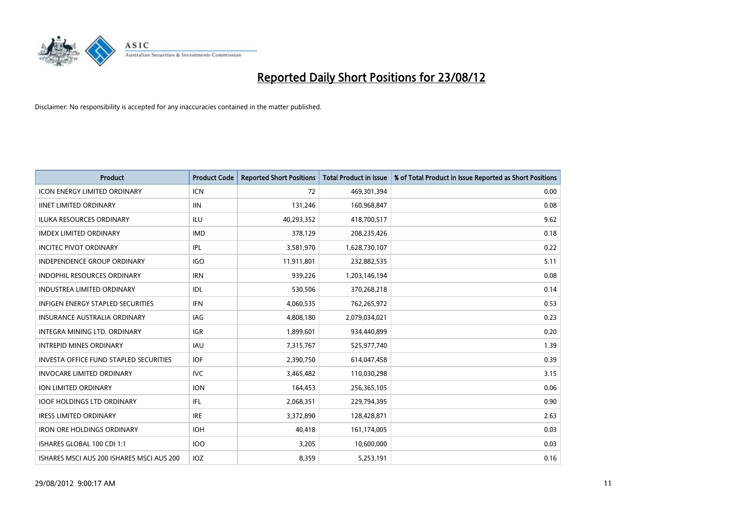# Reported Daily Short Positions for 23/08/12

Disclaimer: No responsibility is accepted for any inaccuracies contained in the matter published.

| Product | Product Code | Reported Short Positions | Total Product in Issue | % of Total Product in Issue Reported as Short Positions |
|---|---|---|---|---|
| ICON ENERGY LIMITED ORDINARY | ICN | 72 | 469,301,394 | 0.00 |
| IINET LIMITED ORDINARY | IIN | 131,246 | 160,968,847 | 0.08 |
| ILUKA RESOURCES ORDINARY | ILU | 40,293,352 | 418,700,517 | 9.62 |
| IMDEX LIMITED ORDINARY | IMD | 378,129 | 208,235,426 | 0.18 |
| INCITEC PIVOT ORDINARY | IPL | 3,581,970 | 1,628,730,107 | 0.22 |
| INDEPENDENCE GROUP ORDINARY | IGO | 11,911,801 | 232,882,535 | 5.11 |
| INDOPHIL RESOURCES ORDINARY | IRN | 939,226 | 1,203,146,194 | 0.08 |
| INDUSTREA LIMITED ORDINARY | IDL | 530,506 | 370,268,218 | 0.14 |
| INFIGEN ENERGY STAPLED SECURITIES | IFN | 4,060,535 | 762,265,972 | 0.53 |
| INSURANCE AUSTRALIA ORDINARY | IAG | 4,808,180 | 2,079,034,021 | 0.23 |
| INTEGRA MINING LTD. ORDINARY | IGR | 1,899,601 | 934,440,899 | 0.20 |
| INTREPID MINES ORDINARY | IAU | 7,315,767 | 525,977,740 | 1.39 |
| INVESTA OFFICE FUND STAPLED SECURITIES | IOF | 2,390,750 | 614,047,458 | 0.39 |
| INVOCARE LIMITED ORDINARY | IVC | 3,465,482 | 110,030,298 | 3.15 |
| ION LIMITED ORDINARY | ION | 164,453 | 256,365,105 | 0.06 |
| IOOF HOLDINGS LTD ORDINARY | IFL | 2,068,351 | 229,794,395 | 0.90 |
| IRESS LIMITED ORDINARY | IRE | 3,372,890 | 128,428,871 | 2.63 |
| IRON ORE HOLDINGS ORDINARY | IOH | 40,418 | 161,174,005 | 0.03 |
| ISHARES GLOBAL 100 CDI 1:1 | IOO | 3,205 | 10,600,000 | 0.03 |
| ISHARES MSCI AUS 200 ISHARES MSCI AUS 200 | IOZ | 8,359 | 5,253,191 | 0.16 |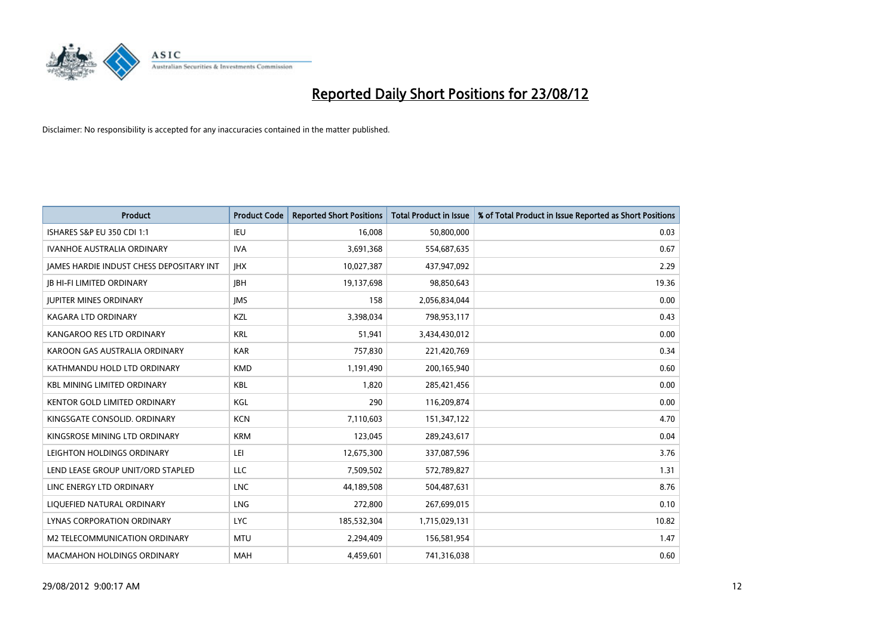# Reported Daily Short Positions for 23/08/12

Disclaimer: No responsibility is accepted for any inaccuracies contained in the matter published.

| Product | Product Code | Reported Short Positions | Total Product in Issue | % of Total Product in Issue Reported as Short Positions |
|---|---|---|---|---|
| ISHARES S&P EU 350 CDI 1:1 | IEU | 16,008 | 50,800,000 | 0.03 |
| IVANHOE AUSTRALIA ORDINARY | IVA | 3,691,368 | 554,687,635 | 0.67 |
| JAMES HARDIE INDUST CHESS DEPOSITARY INT | JHX | 10,027,387 | 437,947,092 | 2.29 |
| JB HI-FI LIMITED ORDINARY | JBH | 19,137,698 | 98,850,643 | 19.36 |
| JUPITER MINES ORDINARY | JMS | 158 | 2,056,834,044 | 0.00 |
| KAGARA LTD ORDINARY | KZL | 3,398,034 | 798,953,117 | 0.43 |
| KANGAROO RES LTD ORDINARY | KRL | 51,941 | 3,434,430,012 | 0.00 |
| KAROON GAS AUSTRALIA ORDINARY | KAR | 757,830 | 221,420,769 | 0.34 |
| KATHMANDU HOLD LTD ORDINARY | KMD | 1,191,490 | 200,165,940 | 0.60 |
| KBL MINING LIMITED ORDINARY | KBL | 1,820 | 285,421,456 | 0.00 |
| KENTOR GOLD LIMITED ORDINARY | KGL | 290 | 116,209,874 | 0.00 |
| KINGSGATE CONSOLID. ORDINARY | KCN | 7,110,603 | 151,347,122 | 4.70 |
| KINGSROSE MINING LTD ORDINARY | KRM | 123,045 | 289,243,617 | 0.04 |
| LEIGHTON HOLDINGS ORDINARY | LEI | 12,675,300 | 337,087,596 | 3.76 |
| LEND LEASE GROUP UNIT/ORD STAPLED | LLC | 7,509,502 | 572,789,827 | 1.31 |
| LINC ENERGY LTD ORDINARY | LNC | 44,189,508 | 504,487,631 | 8.76 |
| LIQUEFIED NATURAL ORDINARY | LNG | 272,800 | 267,699,015 | 0.10 |
| LYNAS CORPORATION ORDINARY | LYC | 185,532,304 | 1,715,029,131 | 10.82 |
| M2 TELECOMMUNICATION ORDINARY | MTU | 2,294,409 | 156,581,954 | 1.47 |
| MACMAHON HOLDINGS ORDINARY | MAH | 4,459,601 | 741,316,038 | 0.60 |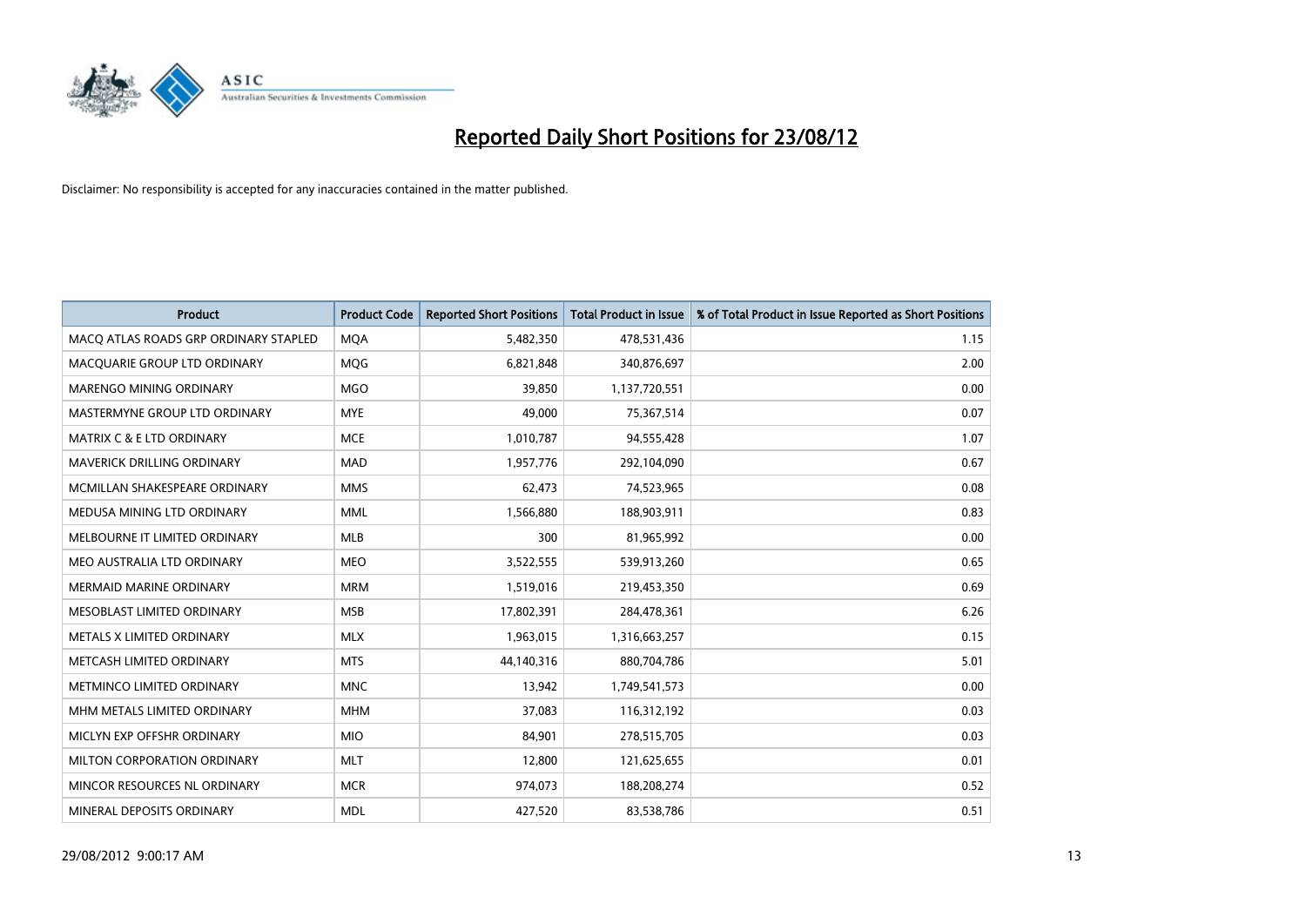# Reported Daily Short Positions for 23/08/12

Disclaimer: No responsibility is accepted for any inaccuracies contained in the matter published.

| Product | Product Code | Reported Short Positions | Total Product in Issue | % of Total Product in Issue Reported as Short Positions |
|---|---|---|---|---|
| MACQ ATLAS ROADS GRP ORDINARY STAPLED | MQA | 5,482,350 | 478,531,436 | 1.15 |
| MACQUARIE GROUP LTD ORDINARY | MQG | 6,821,848 | 340,876,697 | 2.00 |
| MARENGO MINING ORDINARY | MGO | 39,850 | 1,137,720,551 | 0.00 |
| MASTERMYNE GROUP LTD ORDINARY | MYE | 49,000 | 75,367,514 | 0.07 |
| MATRIX C & E LTD ORDINARY | MCE | 1,010,787 | 94,555,428 | 1.07 |
| MAVERICK DRILLING ORDINARY | MAD | 1,957,776 | 292,104,090 | 0.67 |
| MCMILLAN SHAKESPEARE ORDINARY | MMS | 62,473 | 74,523,965 | 0.08 |
| MEDUSA MINING LTD ORDINARY | MML | 1,566,880 | 188,903,911 | 0.83 |
| MELBOURNE IT LIMITED ORDINARY | MLB | 300 | 81,965,992 | 0.00 |
| MEO AUSTRALIA LTD ORDINARY | MEO | 3,522,555 | 539,913,260 | 0.65 |
| MERMAID MARINE ORDINARY | MRM | 1,519,016 | 219,453,350 | 0.69 |
| MESOBLAST LIMITED ORDINARY | MSB | 17,802,391 | 284,478,361 | 6.26 |
| METALS X LIMITED ORDINARY | MLX | 1,963,015 | 1,316,663,257 | 0.15 |
| METCASH LIMITED ORDINARY | MTS | 44,140,316 | 880,704,786 | 5.01 |
| METMINCO LIMITED ORDINARY | MNC | 13,942 | 1,749,541,573 | 0.00 |
| MHM METALS LIMITED ORDINARY | MHM | 37,083 | 116,312,192 | 0.03 |
| MICLYN EXP OFFSHR ORDINARY | MIO | 84,901 | 278,515,705 | 0.03 |
| MILTON CORPORATION ORDINARY | MLT | 12,800 | 121,625,655 | 0.01 |
| MINCOR RESOURCES NL ORDINARY | MCR | 974,073 | 188,208,274 | 0.52 |
| MINERAL DEPOSITS ORDINARY | MDL | 427,520 | 83,538,786 | 0.51 |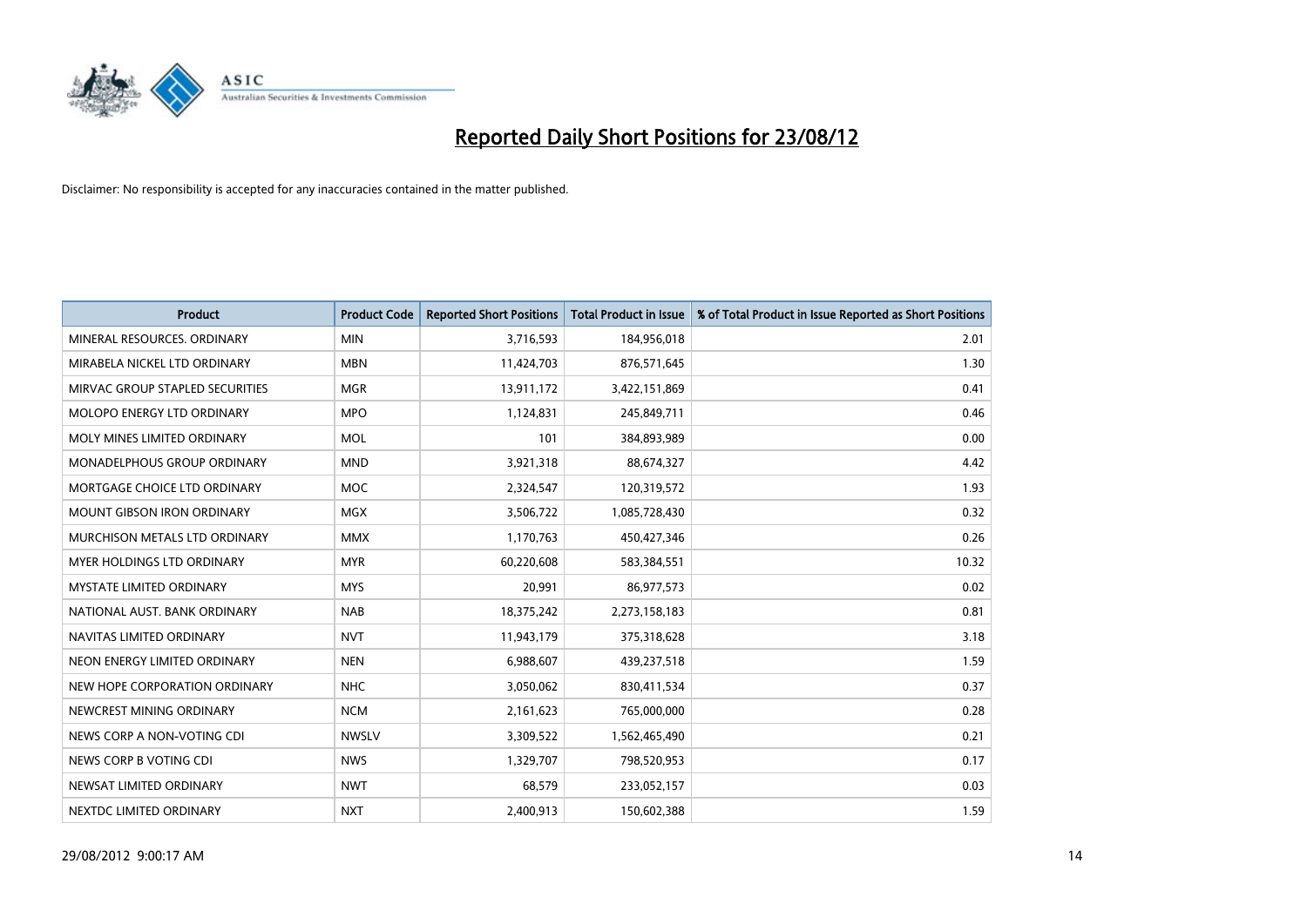# Reported Daily Short Positions for 23/08/12

Disclaimer: No responsibility is accepted for any inaccuracies contained in the matter published.

| Product | Product Code | Reported Short Positions | Total Product in Issue | % of Total Product in Issue Reported as Short Positions |
|---|---|---|---|---|
| MINERAL RESOURCES. ORDINARY | MIN | 3,716,593 | 184,956,018 | 2.01 |
| MIRABELA NICKEL LTD ORDINARY | MBN | 11,424,703 | 876,571,645 | 1.30 |
| MIRVAC GROUP STAPLED SECURITIES | MGR | 13,911,172 | 3,422,151,869 | 0.41 |
| MOLOPO ENERGY LTD ORDINARY | MPO | 1,124,831 | 245,849,711 | 0.46 |
| MOLY MINES LIMITED ORDINARY | MOL | 101 | 384,893,989 | 0.00 |
| MONADELPHOUS GROUP ORDINARY | MND | 3,921,318 | 88,674,327 | 4.42 |
| MORTGAGE CHOICE LTD ORDINARY | MOC | 2,324,547 | 120,319,572 | 1.93 |
| MOUNT GIBSON IRON ORDINARY | MGX | 3,506,722 | 1,085,728,430 | 0.32 |
| MURCHISON METALS LTD ORDINARY | MMX | 1,170,763 | 450,427,346 | 0.26 |
| MYER HOLDINGS LTD ORDINARY | MYR | 60,220,608 | 583,384,551 | 10.32 |
| MYSTATE LIMITED ORDINARY | MYS | 20,991 | 86,977,573 | 0.02 |
| NATIONAL AUST. BANK ORDINARY | NAB | 18,375,242 | 2,273,158,183 | 0.81 |
| NAVITAS LIMITED ORDINARY | NVT | 11,943,179 | 375,318,628 | 3.18 |
| NEON ENERGY LIMITED ORDINARY | NEN | 6,988,607 | 439,237,518 | 1.59 |
| NEW HOPE CORPORATION ORDINARY | NHC | 3,050,062 | 830,411,534 | 0.37 |
| NEWCREST MINING ORDINARY | NCM | 2,161,623 | 765,000,000 | 0.28 |
| NEWS CORP A NON-VOTING CDI | NWSLV | 3,309,522 | 1,562,465,490 | 0.21 |
| NEWS CORP B VOTING CDI | NWS | 1,329,707 | 798,520,953 | 0.17 |
| NEWSAT LIMITED ORDINARY | NWT | 68,579 | 233,052,157 | 0.03 |
| NEXTDC LIMITED ORDINARY | NXT | 2,400,913 | 150,602,388 | 1.59 |

29/08/2012 9:00:17 AM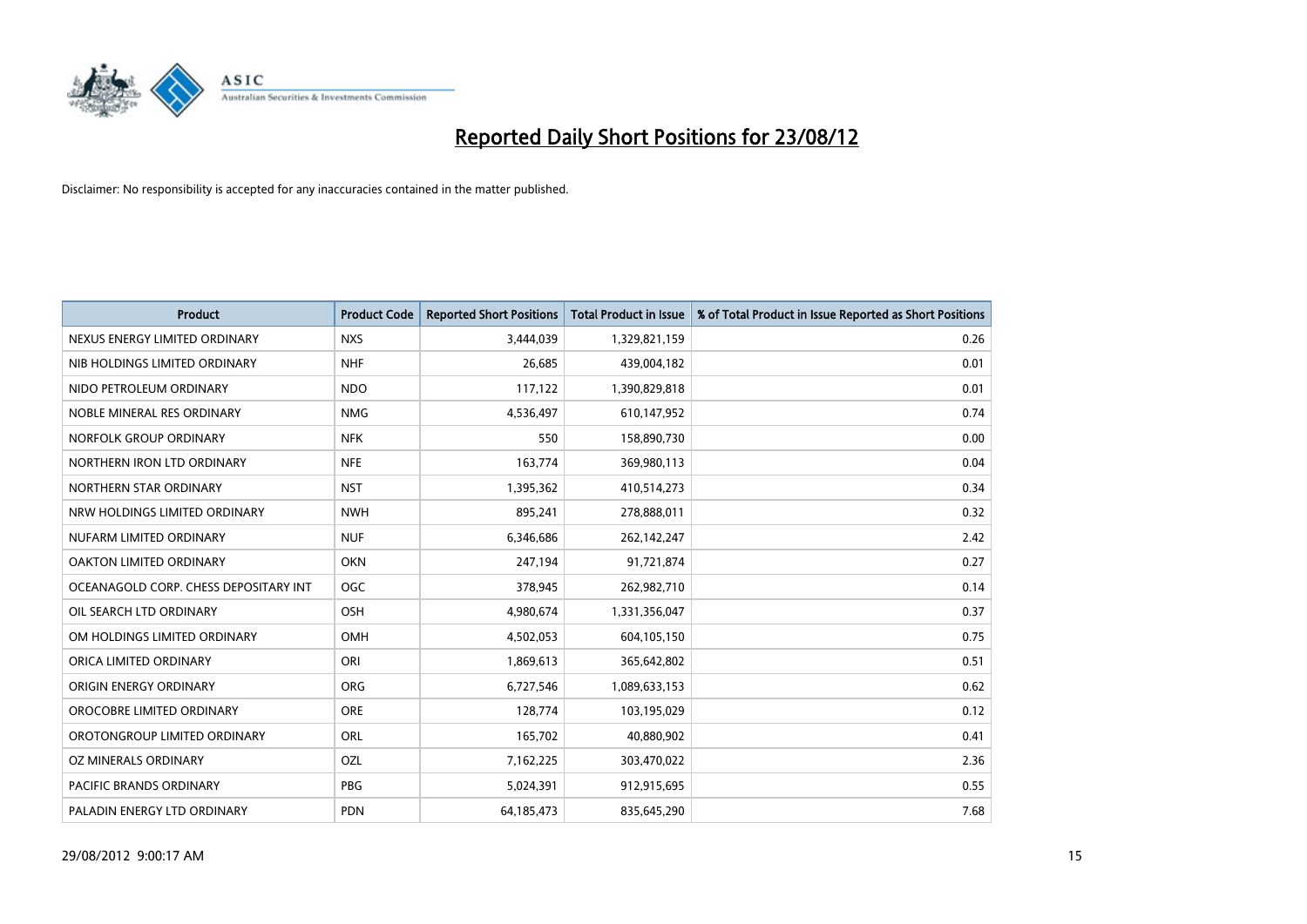# Reported Daily Short Positions for 23/08/12

Disclaimer: No responsibility is accepted for any inaccuracies contained in the matter published.

| Product | Product Code | Reported Short Positions | Total Product in Issue | % of Total Product in Issue Reported as Short Positions |
|---|---|---|---|---|
| NEXUS ENERGY LIMITED ORDINARY | NXS | 3,444,039 | 1,329,821,159 | 0.26 |
| NIB HOLDINGS LIMITED ORDINARY | NHF | 26,685 | 439,004,182 | 0.01 |
| NIDO PETROLEUM ORDINARY | NDO | 117,122 | 1,390,829,818 | 0.01 |
| NOBLE MINERAL RES ORDINARY | NMG | 4,536,497 | 610,147,952 | 0.74 |
| NORFOLK GROUP ORDINARY | NFK | 550 | 158,890,730 | 0.00 |
| NORTHERN IRON LTD ORDINARY | NFE | 163,774 | 369,980,113 | 0.04 |
| NORTHERN STAR ORDINARY | NST | 1,395,362 | 410,514,273 | 0.34 |
| NRW HOLDINGS LIMITED ORDINARY | NWH | 895,241 | 278,888,011 | 0.32 |
| NUFARM LIMITED ORDINARY | NUF | 6,346,686 | 262,142,247 | 2.42 |
| OAKTON LIMITED ORDINARY | OKN | 247,194 | 91,721,874 | 0.27 |
| OCEANAGOLD CORP. CHESS DEPOSITARY INT | OGC | 378,945 | 262,982,710 | 0.14 |
| OIL SEARCH LTD ORDINARY | OSH | 4,980,674 | 1,331,356,047 | 0.37 |
| OM HOLDINGS LIMITED ORDINARY | OMH | 4,502,053 | 604,105,150 | 0.75 |
| ORICA LIMITED ORDINARY | ORI | 1,869,613 | 365,642,802 | 0.51 |
| ORIGIN ENERGY ORDINARY | ORG | 6,727,546 | 1,089,633,153 | 0.62 |
| OROCOBRE LIMITED ORDINARY | ORE | 128,774 | 103,195,029 | 0.12 |
| OROTONGROUP LIMITED ORDINARY | ORL | 165,702 | 40,880,902 | 0.41 |
| OZ MINERALS ORDINARY | OZL | 7,162,225 | 303,470,022 | 2.36 |
| PACIFIC BRANDS ORDINARY | PBG | 5,024,391 | 912,915,695 | 0.55 |
| PALADIN ENERGY LTD ORDINARY | PDN | 64,185,473 | 835,645,290 | 7.68 |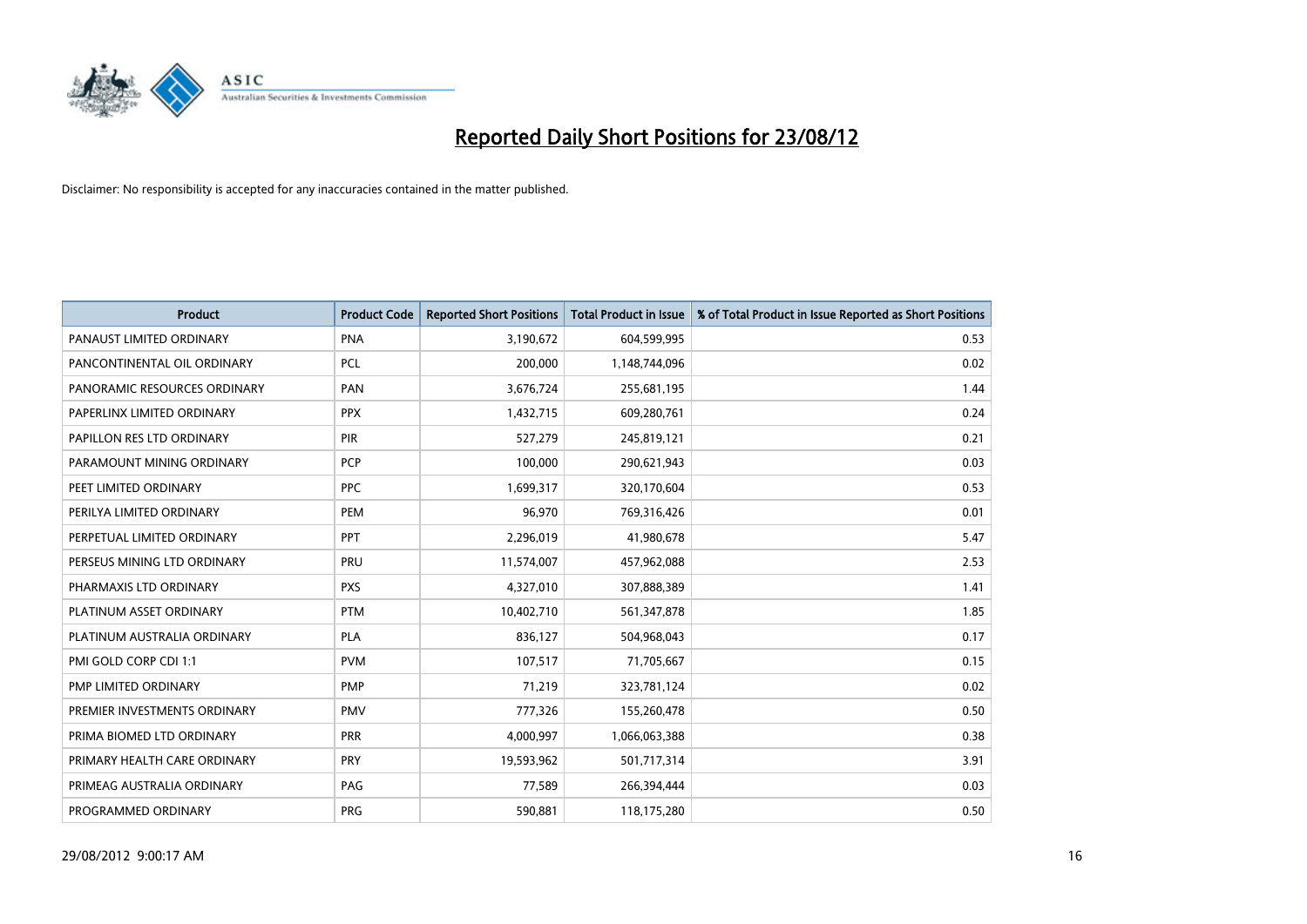# Reported Daily Short Positions for 23/08/12

Disclaimer: No responsibility is accepted for any inaccuracies contained in the matter published.

| Product | Product Code | Reported Short Positions | Total Product in Issue | % of Total Product in Issue Reported as Short Positions |
|---|---|---|---|---|
| PANAUST LIMITED ORDINARY | PNA | 3,190,672 | 604,599,995 | 0.53 |
| PANCONTINENTAL OIL ORDINARY | PCL | 200,000 | 1,148,744,096 | 0.02 |
| PANORAMIC RESOURCES ORDINARY | PAN | 3,676,724 | 255,681,195 | 1.44 |
| PAPERLINX LIMITED ORDINARY | PPX | 1,432,715 | 609,280,761 | 0.24 |
| PAPILLON RES LTD ORDINARY | PIR | 527,279 | 245,819,121 | 0.21 |
| PARAMOUNT MINING ORDINARY | PCP | 100,000 | 290,621,943 | 0.03 |
| PEET LIMITED ORDINARY | PPC | 1,699,317 | 320,170,604 | 0.53 |
| PERILYA LIMITED ORDINARY | PEM | 96,970 | 769,316,426 | 0.01 |
| PERPETUAL LIMITED ORDINARY | PPT | 2,296,019 | 41,980,678 | 5.47 |
| PERSEUS MINING LTD ORDINARY | PRU | 11,574,007 | 457,962,088 | 2.53 |
| PHARMAXIS LTD ORDINARY | PXS | 4,327,010 | 307,888,389 | 1.41 |
| PLATINUM ASSET ORDINARY | PTM | 10,402,710 | 561,347,878 | 1.85 |
| PLATINUM AUSTRALIA ORDINARY | PLA | 836,127 | 504,968,043 | 0.17 |
| PMI GOLD CORP CDI 1:1 | PVM | 107,517 | 71,705,667 | 0.15 |
| PMP LIMITED ORDINARY | PMP | 71,219 | 323,781,124 | 0.02 |
| PREMIER INVESTMENTS ORDINARY | PMV | 777,326 | 155,260,478 | 0.50 |
| PRIMA BIOMED LTD ORDINARY | PRR | 4,000,997 | 1,066,063,388 | 0.38 |
| PRIMARY HEALTH CARE ORDINARY | PRY | 19,593,962 | 501,717,314 | 3.91 |
| PRIMEAG AUSTRALIA ORDINARY | PAG | 77,589 | 266,394,444 | 0.03 |
| PROGRAMMED ORDINARY | PRG | 590,881 | 118,175,280 | 0.50 |

29/08/2012 9:00:17 AM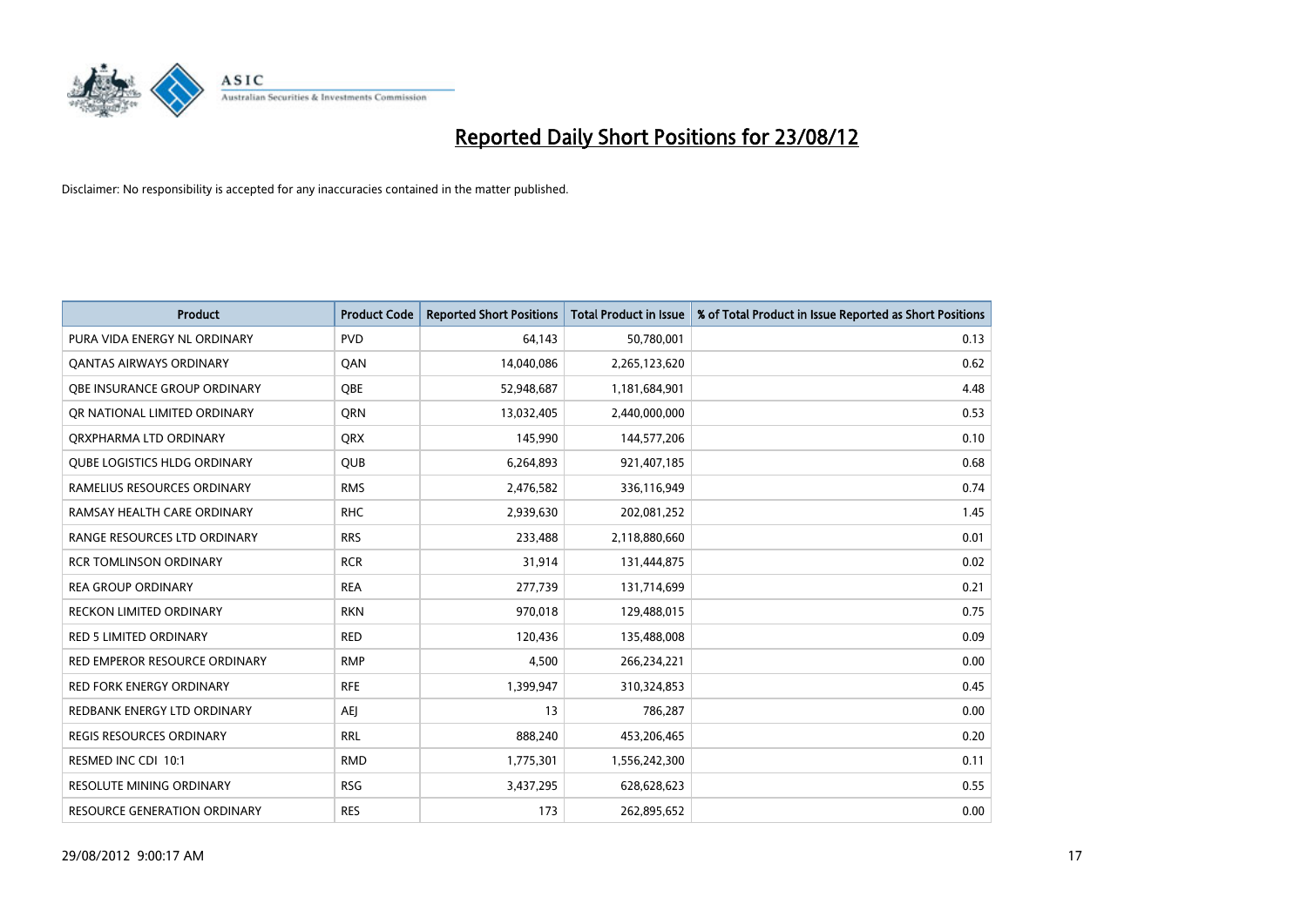# Reported Daily Short Positions for 23/08/12

Disclaimer: No responsibility is accepted for any inaccuracies contained in the matter published.

| Product | Product Code | Reported Short Positions | Total Product in Issue | % of Total Product in Issue Reported as Short Positions |
|---|---|---|---|---|
| PURA VIDA ENERGY NL ORDINARY | PVD | 64,143 | 50,780,001 | 0.13 |
| QANTAS AIRWAYS ORDINARY | QAN | 14,040,086 | 2,265,123,620 | 0.62 |
| QBE INSURANCE GROUP ORDINARY | QBE | 52,948,687 | 1,181,684,901 | 4.48 |
| QR NATIONAL LIMITED ORDINARY | QRN | 13,032,405 | 2,440,000,000 | 0.53 |
| QRXPHARMA LTD ORDINARY | QRX | 145,990 | 144,577,206 | 0.10 |
| QUBE LOGISTICS HLDG ORDINARY | QUB | 6,264,893 | 921,407,185 | 0.68 |
| RAMELIUS RESOURCES ORDINARY | RMS | 2,476,582 | 336,116,949 | 0.74 |
| RAMSAY HEALTH CARE ORDINARY | RHC | 2,939,630 | 202,081,252 | 1.45 |
| RANGE RESOURCES LTD ORDINARY | RRS | 233,488 | 2,118,880,660 | 0.01 |
| RCR TOMLINSON ORDINARY | RCR | 31,914 | 131,444,875 | 0.02 |
| REA GROUP ORDINARY | REA | 277,739 | 131,714,699 | 0.21 |
| RECKON LIMITED ORDINARY | RKN | 970,018 | 129,488,015 | 0.75 |
| RED 5 LIMITED ORDINARY | RED | 120,436 | 135,488,008 | 0.09 |
| RED EMPEROR RESOURCE ORDINARY | RMP | 4,500 | 266,234,221 | 0.00 |
| RED FORK ENERGY ORDINARY | RFE | 1,399,947 | 310,324,853 | 0.45 |
| REDBANK ENERGY LTD ORDINARY | AEJ | 13 | 786,287 | 0.00 |
| REGIS RESOURCES ORDINARY | RRL | 888,240 | 453,206,465 | 0.20 |
| RESMED INC CDI 10:1 | RMD | 1,775,301 | 1,556,242,300 | 0.11 |
| RESOLUTE MINING ORDINARY | RSG | 3,437,295 | 628,628,623 | 0.55 |
| RESOURCE GENERATION ORDINARY | RES | 173 | 262,895,652 | 0.00 |

29/08/2012 9:00:17 AM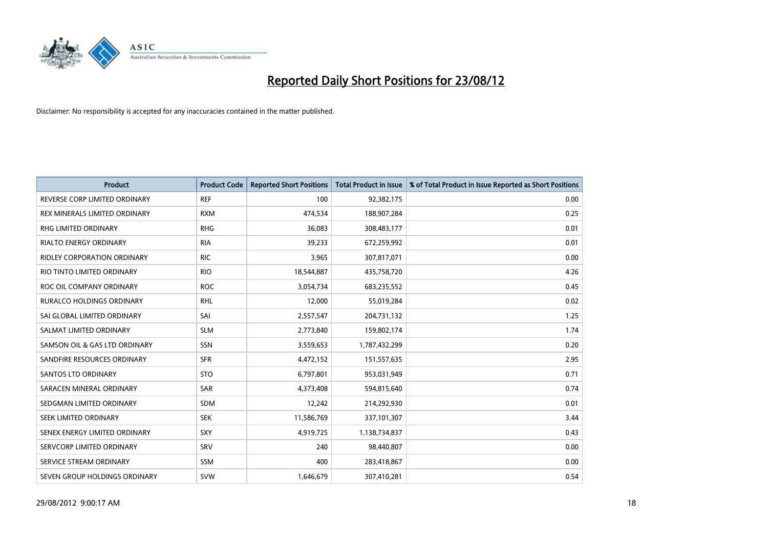# Reported Daily Short Positions for 23/08/12

Disclaimer: No responsibility is accepted for any inaccuracies contained in the matter published.

| Product | Product Code | Reported Short Positions | Total Product in Issue | % of Total Product in Issue Reported as Short Positions |
|---|---|---|---|---|
| REVERSE CORP LIMITED ORDINARY | REF | 100 | 92,382,175 | 0.00 |
| REX MINERALS LIMITED ORDINARY | RXM | 474,534 | 188,907,284 | 0.25 |
| RHG LIMITED ORDINARY | RHG | 36,083 | 308,483,177 | 0.01 |
| RIALTO ENERGY ORDINARY | RIA | 39,233 | 672,259,992 | 0.01 |
| RIDLEY CORPORATION ORDINARY | RIC | 3,965 | 307,817,071 | 0.00 |
| RIO TINTO LIMITED ORDINARY | RIO | 18,544,887 | 435,758,720 | 4.26 |
| ROC OIL COMPANY ORDINARY | ROC | 3,054,734 | 683,235,552 | 0.45 |
| RURALCO HOLDINGS ORDINARY | RHL | 12,000 | 55,019,284 | 0.02 |
| SAI GLOBAL LIMITED ORDINARY | SAI | 2,557,547 | 204,731,132 | 1.25 |
| SALMAT LIMITED ORDINARY | SLM | 2,773,840 | 159,802,174 | 1.74 |
| SAMSON OIL & GAS LTD ORDINARY | SSN | 3,559,653 | 1,787,432,299 | 0.20 |
| SANDFIRE RESOURCES ORDINARY | SFR | 4,472,152 | 151,557,635 | 2.95 |
| SANTOS LTD ORDINARY | STO | 6,797,801 | 953,031,949 | 0.71 |
| SARACEN MINERAL ORDINARY | SAR | 4,373,408 | 594,815,640 | 0.74 |
| SEDGMAN LIMITED ORDINARY | SDM | 12,242 | 214,292,930 | 0.01 |
| SEEK LIMITED ORDINARY | SEK | 11,586,769 | 337,101,307 | 3.44 |
| SENEX ENERGY LIMITED ORDINARY | SXY | 4,919,725 | 1,138,734,837 | 0.43 |
| SERVCORP LIMITED ORDINARY | SRV | 240 | 98,440,807 | 0.00 |
| SERVICE STREAM ORDINARY | SSM | 400 | 283,418,867 | 0.00 |
| SEVEN GROUP HOLDINGS ORDINARY | SVW | 1,646,679 | 307,410,281 | 0.54 |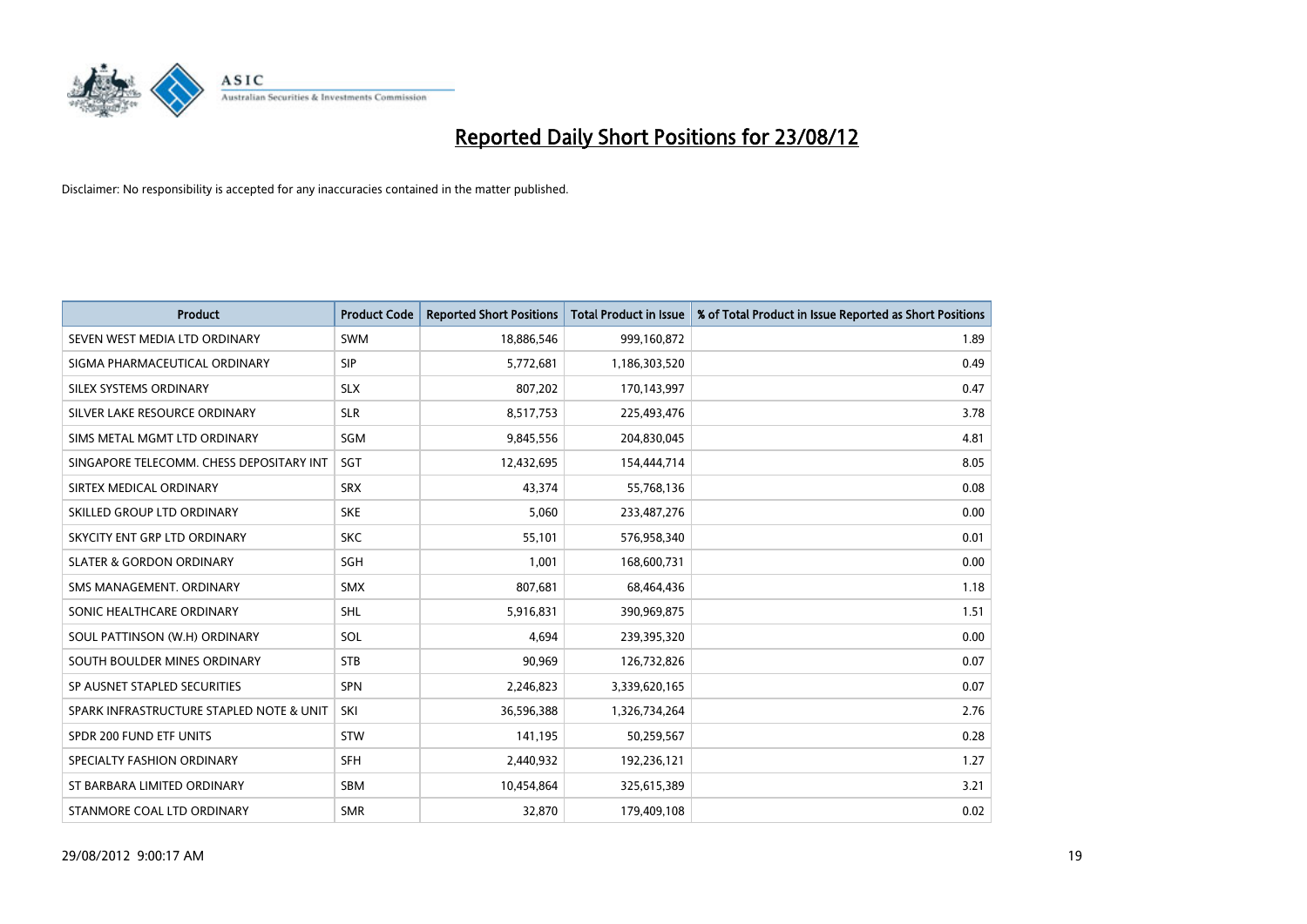# Reported Daily Short Positions for 23/08/12

Disclaimer: No responsibility is accepted for any inaccuracies contained in the matter published.

| Product | Product Code | Reported Short Positions | Total Product in Issue | % of Total Product in Issue Reported as Short Positions |
|---|---|---|---|---|
| SEVEN WEST MEDIA LTD ORDINARY | SWM | 18,886,546 | 999,160,872 | 1.89 |
| SIGMA PHARMACEUTICAL ORDINARY | SIP | 5,772,681 | 1,186,303,520 | 0.49 |
| SILEX SYSTEMS ORDINARY | SLX | 807,202 | 170,143,997 | 0.47 |
| SILVER LAKE RESOURCE ORDINARY | SLR | 8,517,753 | 225,493,476 | 3.78 |
| SIMS METAL MGMT LTD ORDINARY | SGM | 9,845,556 | 204,830,045 | 4.81 |
| SINGAPORE TELECOMM. CHESS DEPOSITARY INT | SGT | 12,432,695 | 154,444,714 | 8.05 |
| SIRTEX MEDICAL ORDINARY | SRX | 43,374 | 55,768,136 | 0.08 |
| SKILLED GROUP LTD ORDINARY | SKE | 5,060 | 233,487,276 | 0.00 |
| SKYCITY ENT GRP LTD ORDINARY | SKC | 55,101 | 576,958,340 | 0.01 |
| SLATER & GORDON ORDINARY | SGH | 1,001 | 168,600,731 | 0.00 |
| SMS MANAGEMENT. ORDINARY | SMX | 807,681 | 68,464,436 | 1.18 |
| SONIC HEALTHCARE ORDINARY | SHL | 5,916,831 | 390,969,875 | 1.51 |
| SOUL PATTINSON (W.H) ORDINARY | SOL | 4,694 | 239,395,320 | 0.00 |
| SOUTH BOULDER MINES ORDINARY | STB | 90,969 | 126,732,826 | 0.07 |
| SP AUSNET STAPLED SECURITIES | SPN | 2,246,823 | 3,339,620,165 | 0.07 |
| SPARK INFRASTRUCTURE STAPLED NOTE & UNIT | SKI | 36,596,388 | 1,326,734,264 | 2.76 |
| SPDR 200 FUND ETF UNITS | STW | 141,195 | 50,259,567 | 0.28 |
| SPECIALTY FASHION ORDINARY | SFH | 2,440,932 | 192,236,121 | 1.27 |
| ST BARBARA LIMITED ORDINARY | SBM | 10,454,864 | 325,615,389 | 3.21 |
| STANMORE COAL LTD ORDINARY | SMR | 32,870 | 179,409,108 | 0.02 |

29/08/2012 9:00:17 AM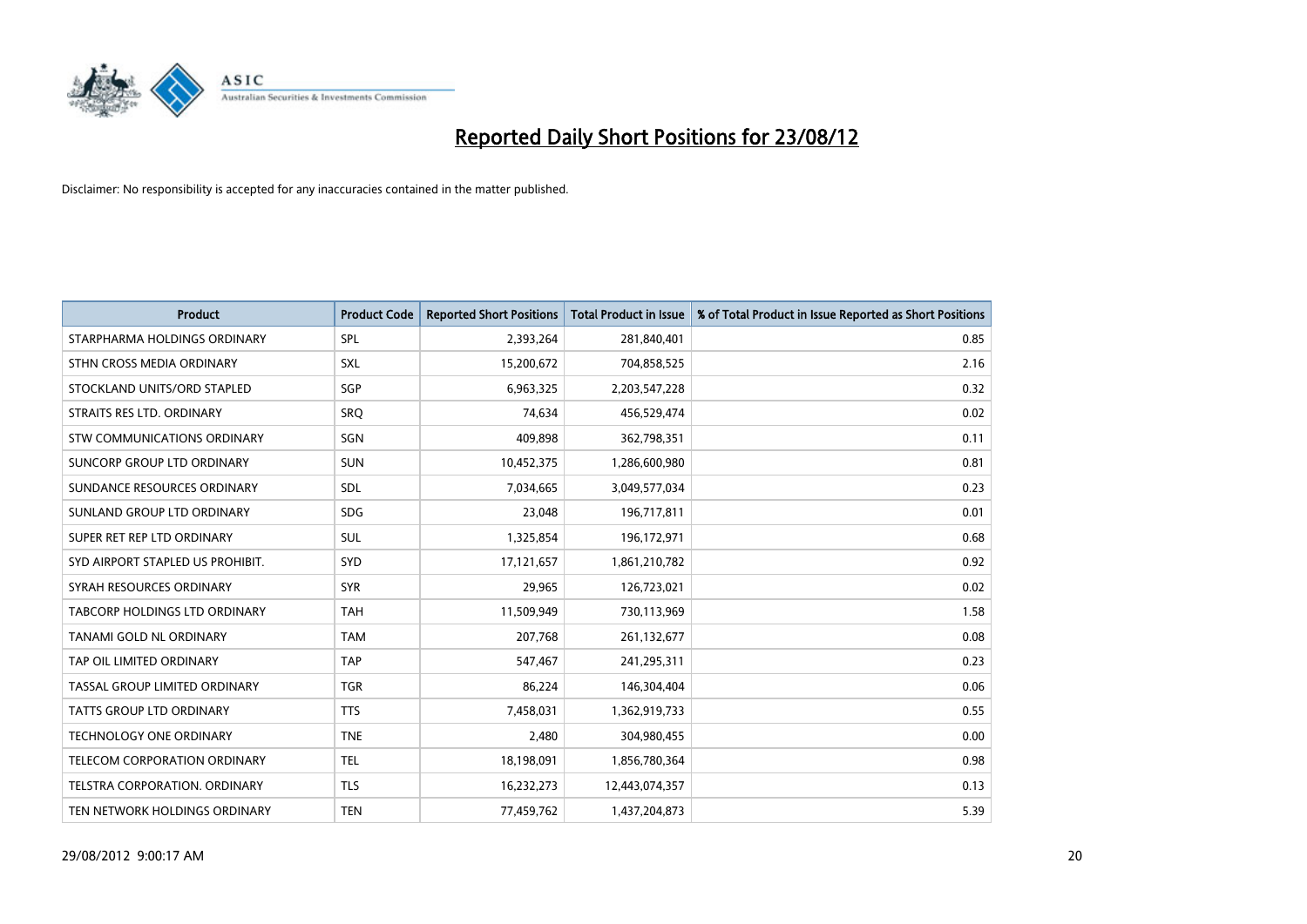# Reported Daily Short Positions for 23/08/12

Disclaimer: No responsibility is accepted for any inaccuracies contained in the matter published.

| Product | Product Code | Reported Short Positions | Total Product in Issue | % of Total Product in Issue Reported as Short Positions |
|---|---|---|---|---|
| STARPHARMA HOLDINGS ORDINARY | SPL | 2,393,264 | 281,840,401 | 0.85 |
| STHN CROSS MEDIA ORDINARY | SXL | 15,200,672 | 704,858,525 | 2.16 |
| STOCKLAND UNITS/ORD STAPLED | SGP | 6,963,325 | 2,203,547,228 | 0.32 |
| STRAITS RES LTD. ORDINARY | SRQ | 74,634 | 456,529,474 | 0.02 |
| STW COMMUNICATIONS ORDINARY | SGN | 409,898 | 362,798,351 | 0.11 |
| SUNCORP GROUP LTD ORDINARY | SUN | 10,452,375 | 1,286,600,980 | 0.81 |
| SUNDANCE RESOURCES ORDINARY | SDL | 7,034,665 | 3,049,577,034 | 0.23 |
| SUNLAND GROUP LTD ORDINARY | SDG | 23,048 | 196,717,811 | 0.01 |
| SUPER RET REP LTD ORDINARY | SUL | 1,325,854 | 196,172,971 | 0.68 |
| SYD AIRPORT STAPLED US PROHIBIT. | SYD | 17,121,657 | 1,861,210,782 | 0.92 |
| SYRAH RESOURCES ORDINARY | SYR | 29,965 | 126,723,021 | 0.02 |
| TABCORP HOLDINGS LTD ORDINARY | TAH | 11,509,949 | 730,113,969 | 1.58 |
| TANAMI GOLD NL ORDINARY | TAM | 207,768 | 261,132,677 | 0.08 |
| TAP OIL LIMITED ORDINARY | TAP | 547,467 | 241,295,311 | 0.23 |
| TASSAL GROUP LIMITED ORDINARY | TGR | 86,224 | 146,304,404 | 0.06 |
| TATTS GROUP LTD ORDINARY | TTS | 7,458,031 | 1,362,919,733 | 0.55 |
| TECHNOLOGY ONE ORDINARY | TNE | 2,480 | 304,980,455 | 0.00 |
| TELECOM CORPORATION ORDINARY | TEL | 18,198,091 | 1,856,780,364 | 0.98 |
| TELSTRA CORPORATION. ORDINARY | TLS | 16,232,273 | 12,443,074,357 | 0.13 |
| TEN NETWORK HOLDINGS ORDINARY | TEN | 77,459,762 | 1,437,204,873 | 5.39 |

29/08/2012 9:00:17 AM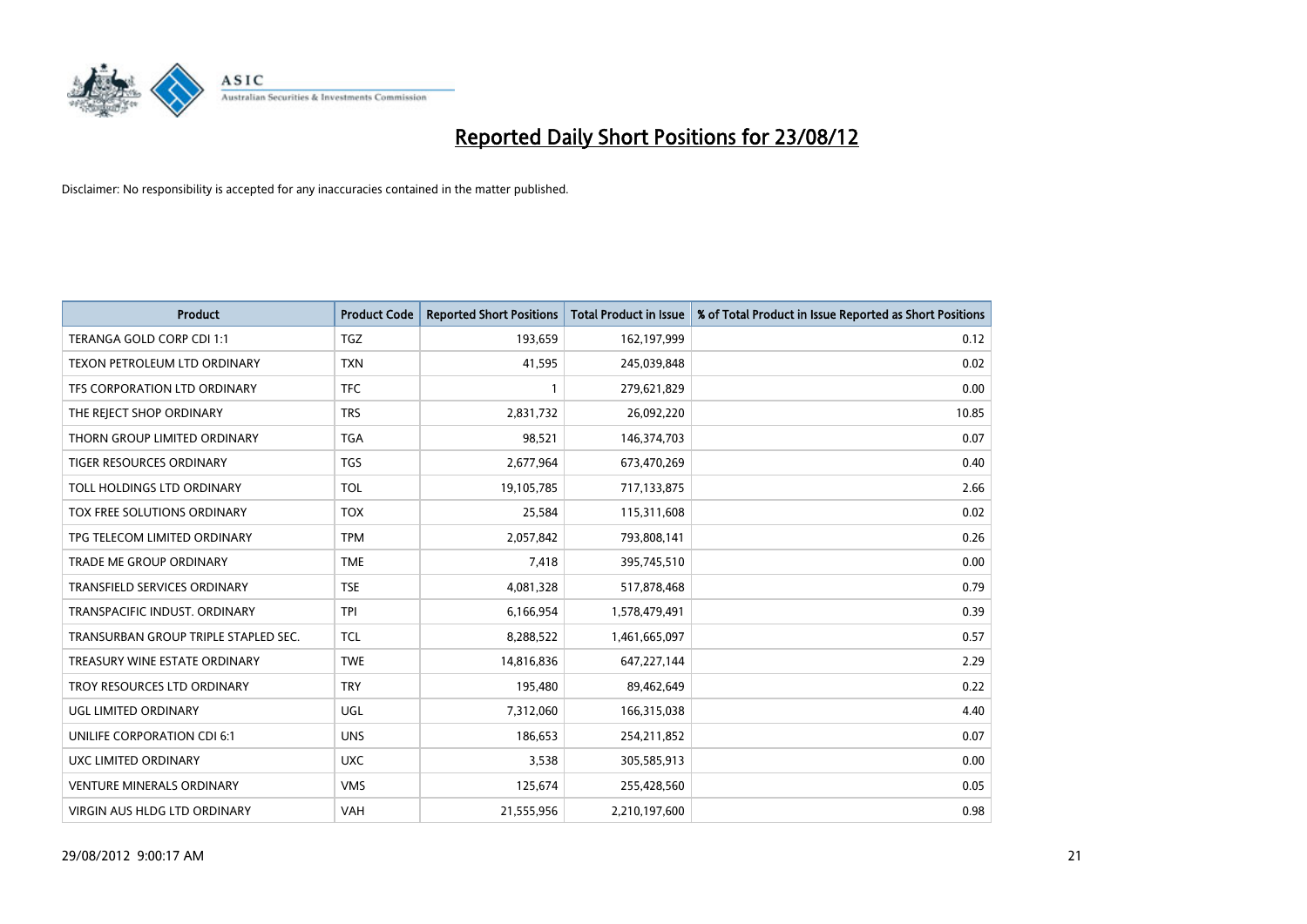# Reported Daily Short Positions for 23/08/12

Disclaimer: No responsibility is accepted for any inaccuracies contained in the matter published.

| Product | Product Code | Reported Short Positions | Total Product in Issue | % of Total Product in Issue Reported as Short Positions |
|---|---|---|---|---|
| TERANGA GOLD CORP CDI 1:1 | TGZ | 193,659 | 162,197,999 | 0.12 |
| TEXON PETROLEUM LTD ORDINARY | TXN | 41,595 | 245,039,848 | 0.02 |
| TFS CORPORATION LTD ORDINARY | TFC | 1 | 279,621,829 | 0.00 |
| THE REJECT SHOP ORDINARY | TRS | 2,831,732 | 26,092,220 | 10.85 |
| THORN GROUP LIMITED ORDINARY | TGA | 98,521 | 146,374,703 | 0.07 |
| TIGER RESOURCES ORDINARY | TGS | 2,677,964 | 673,470,269 | 0.40 |
| TOLL HOLDINGS LTD ORDINARY | TOL | 19,105,785 | 717,133,875 | 2.66 |
| TOX FREE SOLUTIONS ORDINARY | TOX | 25,584 | 115,311,608 | 0.02 |
| TPG TELECOM LIMITED ORDINARY | TPM | 2,057,842 | 793,808,141 | 0.26 |
| TRADE ME GROUP ORDINARY | TME | 7,418 | 395,745,510 | 0.00 |
| TRANSFIELD SERVICES ORDINARY | TSE | 4,081,328 | 517,878,468 | 0.79 |
| TRANSPACIFIC INDUST. ORDINARY | TPI | 6,166,954 | 1,578,479,491 | 0.39 |
| TRANSURBAN GROUP TRIPLE STAPLED SEC. | TCL | 8,288,522 | 1,461,665,097 | 0.57 |
| TREASURY WINE ESTATE ORDINARY | TWE | 14,816,836 | 647,227,144 | 2.29 |
| TROY RESOURCES LTD ORDINARY | TRY | 195,480 | 89,462,649 | 0.22 |
| UGL LIMITED ORDINARY | UGL | 7,312,060 | 166,315,038 | 4.40 |
| UNILIFE CORPORATION CDI 6:1 | UNS | 186,653 | 254,211,852 | 0.07 |
| UXC LIMITED ORDINARY | UXC | 3,538 | 305,585,913 | 0.00 |
| VENTURE MINERALS ORDINARY | VMS | 125,674 | 255,428,560 | 0.05 |
| VIRGIN AUS HLDG LTD ORDINARY | VAH | 21,555,956 | 2,210,197,600 | 0.98 |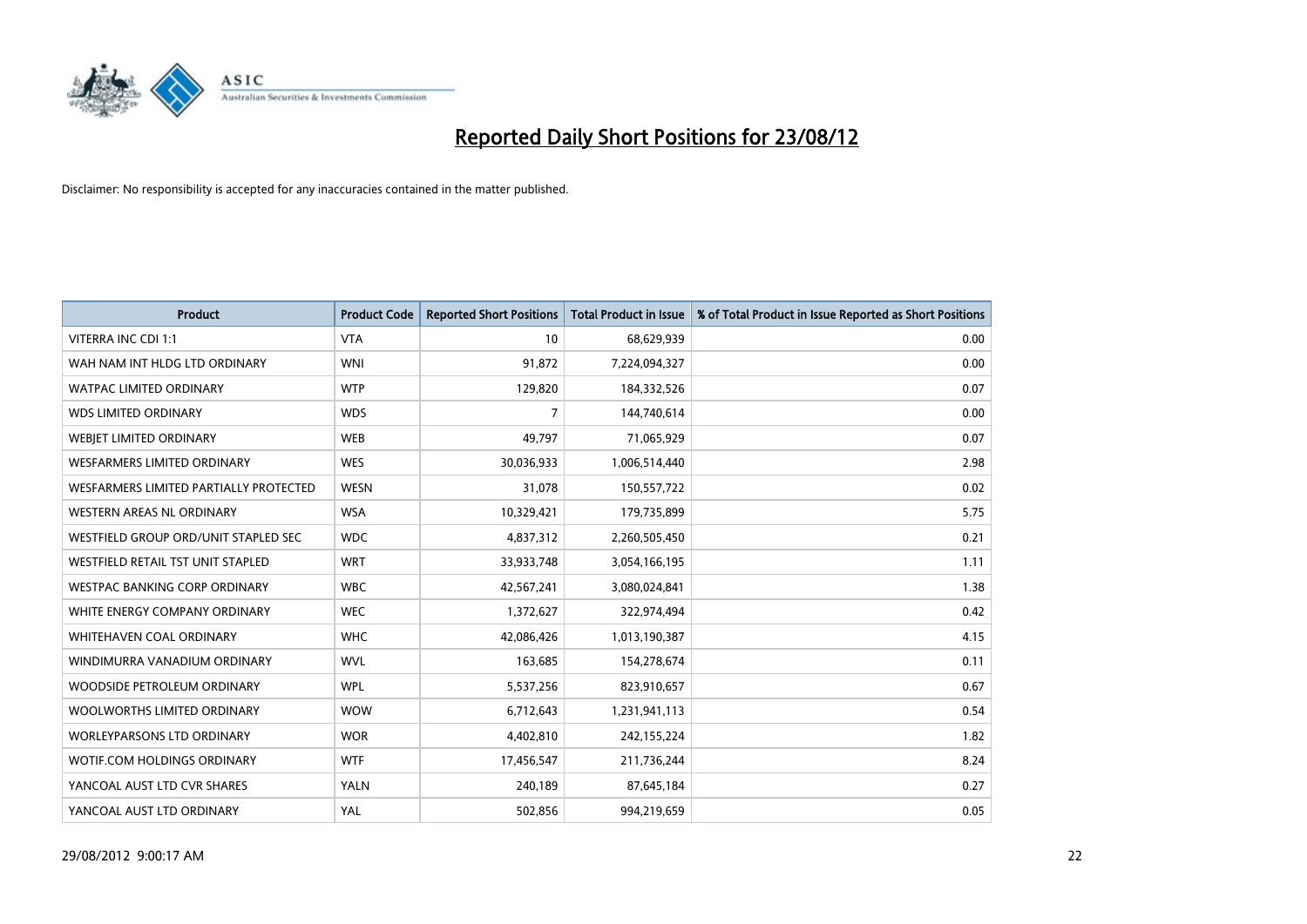# Reported Daily Short Positions for 23/08/12

Disclaimer: No responsibility is accepted for any inaccuracies contained in the matter published.

| Product | Product Code | Reported Short Positions | Total Product in Issue | % of Total Product in Issue Reported as Short Positions |
|---|---|---|---|---|
| VITERRA INC CDI 1:1 | VTA | 10 | 68,629,939 | 0.00 |
| WAH NAM INT HLDG LTD ORDINARY | WNI | 91,872 | 7,224,094,327 | 0.00 |
| WATPAC LIMITED ORDINARY | WTP | 129,820 | 184,332,526 | 0.07 |
| WDS LIMITED ORDINARY | WDS | 7 | 144,740,614 | 0.00 |
| WEBJET LIMITED ORDINARY | WEB | 49,797 | 71,065,929 | 0.07 |
| WESFARMERS LIMITED ORDINARY | WES | 30,036,933 | 1,006,514,440 | 2.98 |
| WESFARMERS LIMITED PARTIALLY PROTECTED | WESN | 31,078 | 150,557,722 | 0.02 |
| WESTERN AREAS NL ORDINARY | WSA | 10,329,421 | 179,735,899 | 5.75 |
| WESTFIELD GROUP ORD/UNIT STAPLED SEC | WDC | 4,837,312 | 2,260,505,450 | 0.21 |
| WESTFIELD RETAIL TST UNIT STAPLED | WRT | 33,933,748 | 3,054,166,195 | 1.11 |
| WESTPAC BANKING CORP ORDINARY | WBC | 42,567,241 | 3,080,024,841 | 1.38 |
| WHITE ENERGY COMPANY ORDINARY | WEC | 1,372,627 | 322,974,494 | 0.42 |
| WHITEHAVEN COAL ORDINARY | WHC | 42,086,426 | 1,013,190,387 | 4.15 |
| WINDIMURRA VANADIUM ORDINARY | WVL | 163,685 | 154,278,674 | 0.11 |
| WOODSIDE PETROLEUM ORDINARY | WPL | 5,537,256 | 823,910,657 | 0.67 |
| WOOLWORTHS LIMITED ORDINARY | WOW | 6,712,643 | 1,231,941,113 | 0.54 |
| WORLEYPARSONS LTD ORDINARY | WOR | 4,402,810 | 242,155,224 | 1.82 |
| WOTIF.COM HOLDINGS ORDINARY | WTF | 17,456,547 | 211,736,244 | 8.24 |
| YANCOAL AUST LTD CVR SHARES | YALN | 240,189 | 87,645,184 | 0.27 |
| YANCOAL AUST LTD ORDINARY | YAL | 502,856 | 994,219,659 | 0.05 |